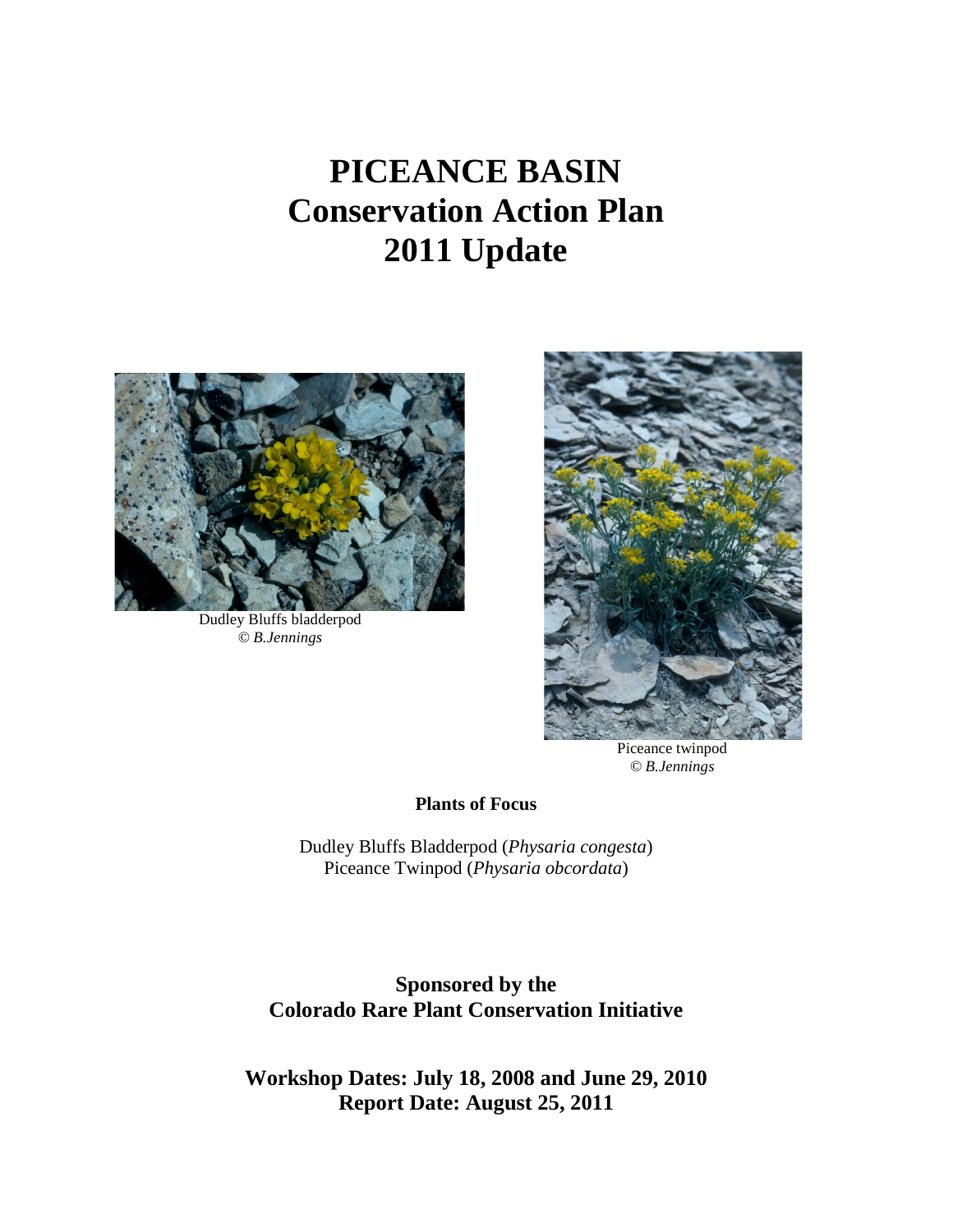# PICEANCE BASIN
# Conservation Action Plan
# 2011 Update

Dudley Bluffs bladderpod
© *B.Jennings*

Piceance twinpod
© *B.Jennings*

**Plants of Focus**

Dudley Bluffs Bladderpod (*Physaria congesta*)
Piceance Twinpod (*Physaria obcordata*)

**Sponsored by the**
**Colorado Rare Plant Conservation Initiative**

**Workshop Dates: July 18, 2008 and June 29, 2010**
**Report Date: August 25, 2011**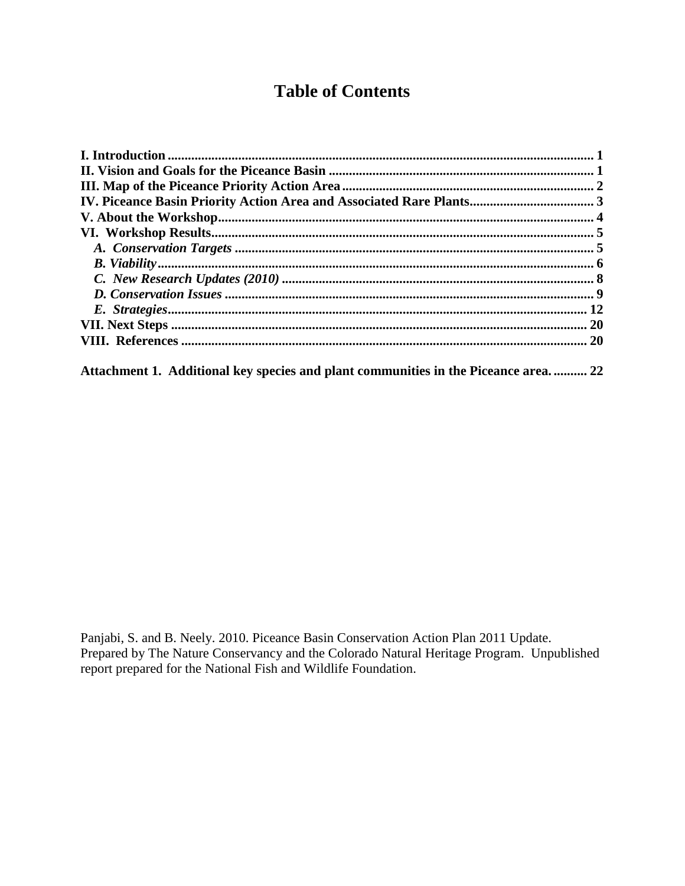# Table of Contents

**I. Introduction** ........................................................................................................... **1**
**II. Vision and Goals for the Piceance Basin** ............................................................ **1**
**III. Map of the Piceance Priority Action Area** .......................................................... **2**
**IV. Piceance Basin Priority Action Area and Associated Rare Plants** ...................... **3**
**V. About the Workshop** ................................................................................................ **4**
**VI. Workshop Results** ................................................................................................... **5**
   ***A. Conservation Targets*** ........................................................................................ **5**
   ***B. Viability*** ............................................................................................................... **6**
   ***C. New Research Updates (2010)*** ........................................................................... **8**
   ***D. Conservation Issues*** ............................................................................................ **9**
   ***E. Strategies*** ........................................................................................................... **12**
**VII. Next Steps** ............................................................................................................ **20**
**VIII. References** .......................................................................................................... **20**

**Attachment 1. Additional key species and plant communities in the Piceance area.** .......... **22**

Panjabi, S. and B. Neely. 2010. Piceance Basin Conservation Action Plan 2011 Update. Prepared by The Nature Conservancy and the Colorado Natural Heritage Program. Unpublished report prepared for the National Fish and Wildlife Foundation.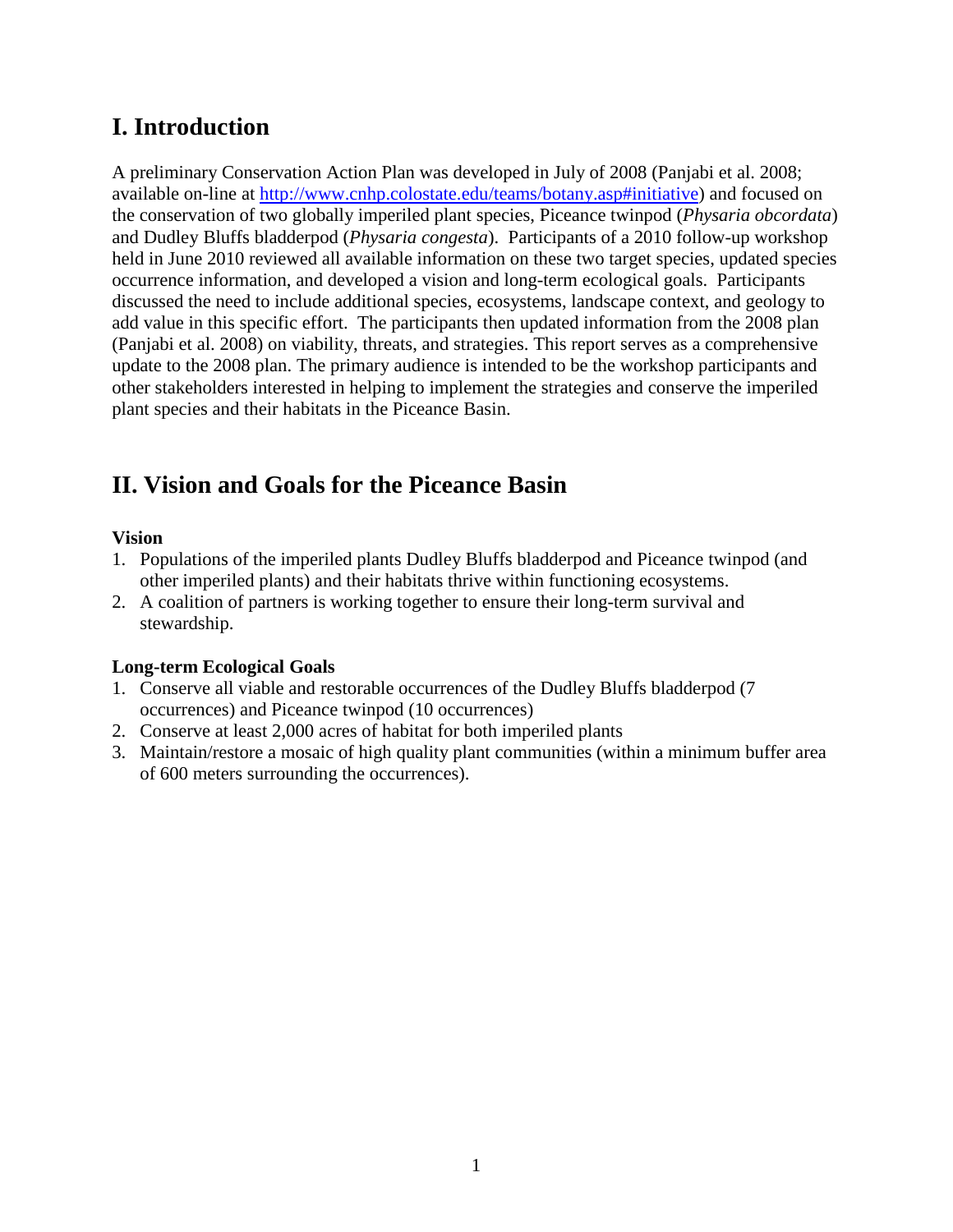# I. Introduction

A preliminary Conservation Action Plan was developed in July of 2008 (Panjabi et al. 2008; available on-line at [http://www.cnhp.colostate.edu/teams/botany.asp#initiative](http://www.cnhp.colostate.edu/teams/botany.asp#initiative)) and focused on the conservation of two globally imperiled plant species, Piceance twinpod (*Physaria obcordata*) and Dudley Bluffs bladderpod (*Physaria congesta*). Participants of a 2010 follow-up workshop held in June 2010 reviewed all available information on these two target species, updated species occurrence information, and developed a vision and long-term ecological goals. Participants discussed the need to include additional species, ecosystems, landscape context, and geology to add value in this specific effort. The participants then updated information from the 2008 plan (Panjabi et al. 2008) on viability, threats, and strategies. This report serves as a comprehensive update to the 2008 plan. The primary audience is intended to be the workshop participants and other stakeholders interested in helping to implement the strategies and conserve the imperiled plant species and their habitats in the Piceance Basin.

# II. Vision and Goals for the Piceance Basin

**Vision**

1. Populations of the imperiled plants Dudley Bluffs bladderpod and Piceance twinpod (and other imperiled plants) and their habitats thrive within functioning ecosystems.
2. A coalition of partners is working together to ensure their long-term survival and stewardship.

**Long-term Ecological Goals**

1. Conserve all viable and restorable occurrences of the Dudley Bluffs bladderpod (7 occurrences) and Piceance twinpod (10 occurrences)
2. Conserve at least 2,000 acres of habitat for both imperiled plants
3. Maintain/restore a mosaic of high quality plant communities (within a minimum buffer area of 600 meters surrounding the occurrences).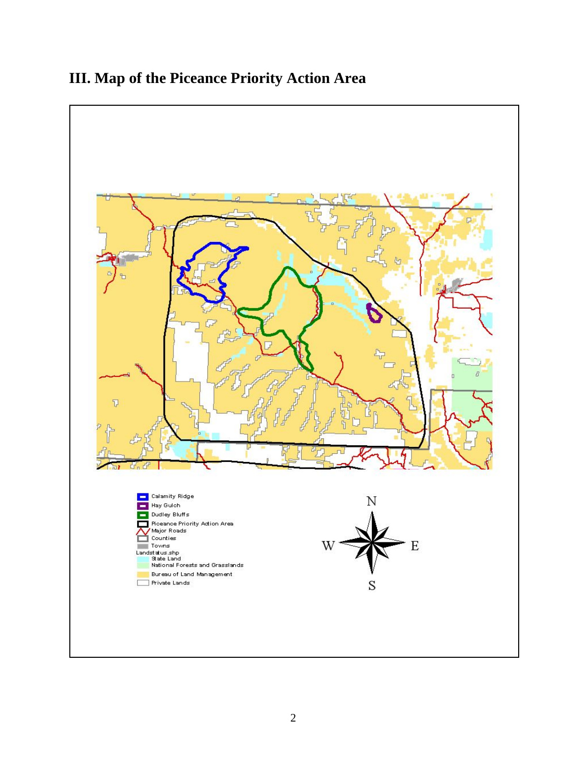# III. Map of the Piceance Priority Action Area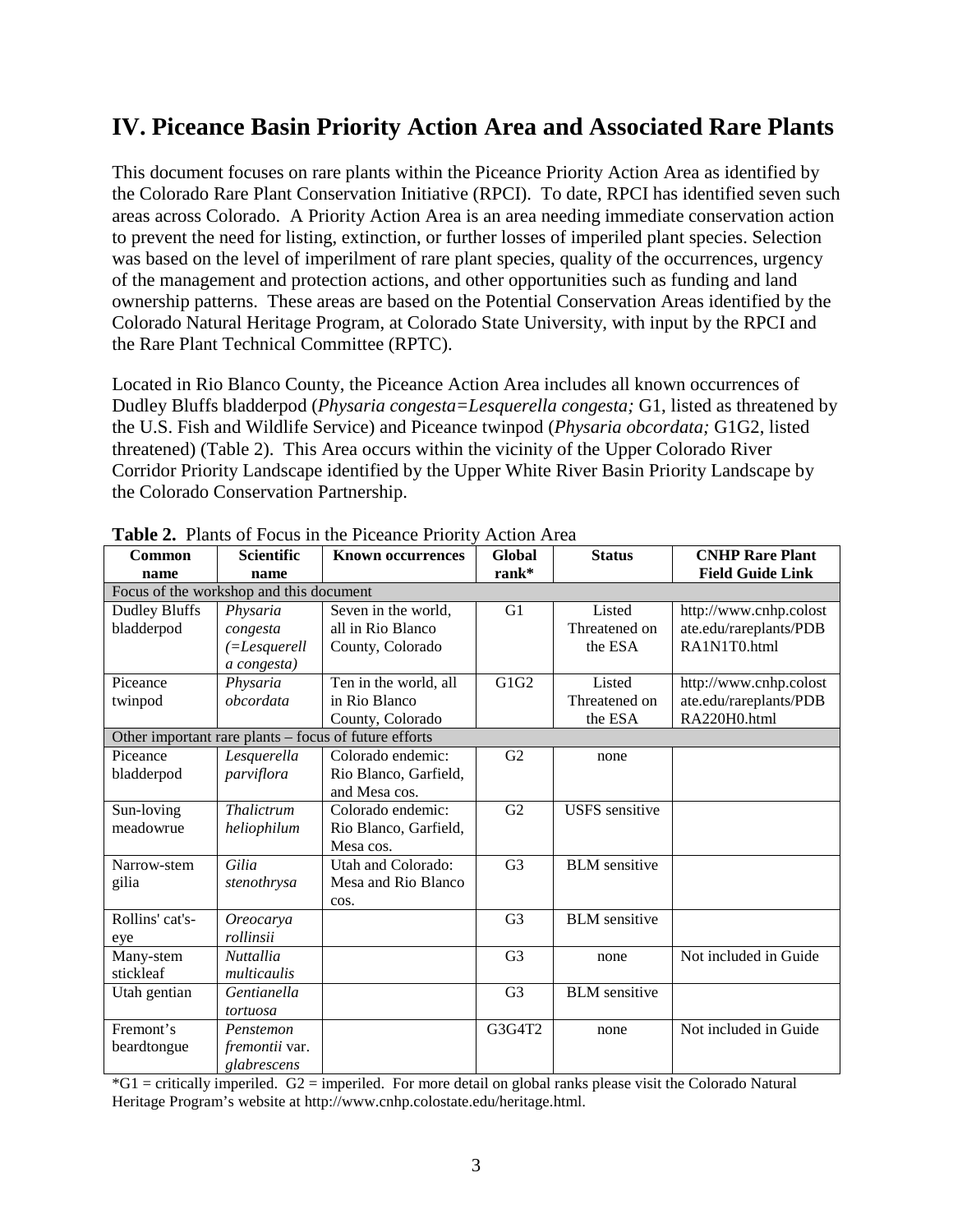## IV. Piceance Basin Priority Action Area and Associated Rare Plants

This document focuses on rare plants within the Piceance Priority Action Area as identified by the Colorado Rare Plant Conservation Initiative (RPCI). To date, RPCI has identified seven such areas across Colorado. A Priority Action Area is an area needing immediate conservation action to prevent the need for listing, extinction, or further losses of imperiled plant species. Selection was based on the level of imperilment of rare plant species, quality of the occurrences, urgency of the management and protection actions, and other opportunities such as funding and land ownership patterns. These areas are based on the Potential Conservation Areas identified by the Colorado Natural Heritage Program, at Colorado State University, with input by the RPCI and the Rare Plant Technical Committee (RPTC).

Located in Rio Blanco County, the Piceance Action Area includes all known occurrences of Dudley Bluffs bladderpod (*Physaria congesta=Lesquerella congesta;* G1, listed as threatened by the U.S. Fish and Wildlife Service) and Piceance twinpod (*Physaria obcordata;* G1G2, listed threatened) (Table 2). This Area occurs within the vicinity of the Upper Colorado River Corridor Priority Landscape identified by the Upper White River Basin Priority Landscape by the Colorado Conservation Partnership.

**Table 2.** Plants of Focus in the Piceance Priority Action Area

| Common name | Scientific name | Known occurrences | Global rank* | Status | CNHP Rare Plant Field Guide Link |
|---|---|---|---|---|---|
| Focus of the workshop and this document | | | | | |
| Dudley Bluffs bladderpod | *Physaria congesta (=Lesquerella congesta)* | Seven in the world, all in Rio Blanco County, Colorado | G1 | Listed Threatened on the ESA | http://www.cnhp.colostate.edu/rareplants/PDBRA1N1T0.html |
| Piceance twinpod | *Physaria obcordata* | Ten in the world, all in Rio Blanco County, Colorado | G1G2 | Listed Threatened on the ESA | http://www.cnhp.colostate.edu/rareplants/PDBRA220H0.html |
| Other important rare plants – focus of future efforts | | | | | |
| Piceance bladderpod | *Lesquerella parviflora* | Colorado endemic: Rio Blanco, Garfield, and Mesa cos. | G2 | none | |
| Sun-loving meadowrue | *Thalictrum heliophilum* | Colorado endemic: Rio Blanco, Garfield, Mesa cos. | G2 | USFS sensitive | |
| Narrow-stem gilia | *Gilia stenothrysa* | Utah and Colorado: Mesa and Rio Blanco cos. | G3 | BLM sensitive | |
| Rollins' cat's-eye | *Oreocarya rollinsii* | | G3 | BLM sensitive | |
| Many-stem stickleaf | *Nuttallia multicaulis* | | G3 | none | Not included in Guide |
| Utah gentian | *Gentianella tortuosa* | | G3 | BLM sensitive | |
| Fremont's beardtongue | *Penstemon fremontii* var. *glabrescens* | | G3G4T2 | none | Not included in Guide |

*G1 = critically imperiled. G2 = imperiled. For more detail on global ranks please visit the Colorado Natural Heritage Program's website at http://www.cnhp.colostate.edu/heritage.html.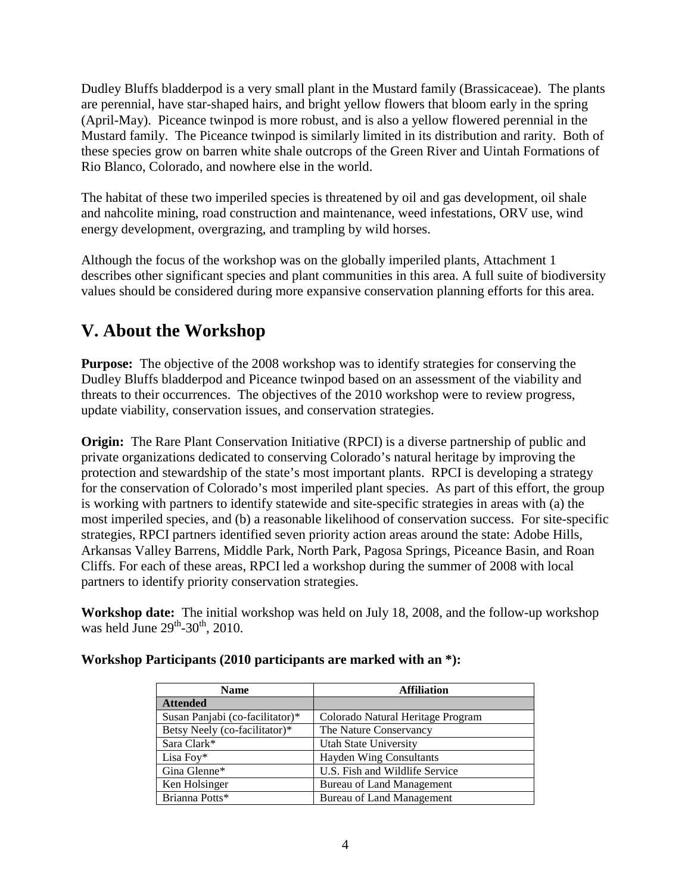Dudley Bluffs bladderpod is a very small plant in the Mustard family (Brassicaceae). The plants are perennial, have star-shaped hairs, and bright yellow flowers that bloom early in the spring (April-May). Piceance twinpod is more robust, and is also a yellow flowered perennial in the Mustard family. The Piceance twinpod is similarly limited in its distribution and rarity. Both of these species grow on barren white shale outcrops of the Green River and Uintah Formations of Rio Blanco, Colorado, and nowhere else in the world.

The habitat of these two imperiled species is threatened by oil and gas development, oil shale and nahcolite mining, road construction and maintenance, weed infestations, ORV use, wind energy development, overgrazing, and trampling by wild horses.

Although the focus of the workshop was on the globally imperiled plants, Attachment 1 describes other significant species and plant communities in this area. A full suite of biodiversity values should be considered during more expansive conservation planning efforts for this area.

## V. About the Workshop

**Purpose:** The objective of the 2008 workshop was to identify strategies for conserving the Dudley Bluffs bladderpod and Piceance twinpod based on an assessment of the viability and threats to their occurrences. The objectives of the 2010 workshop were to review progress, update viability, conservation issues, and conservation strategies.

**Origin:** The Rare Plant Conservation Initiative (RPCI) is a diverse partnership of public and private organizations dedicated to conserving Colorado's natural heritage by improving the protection and stewardship of the state's most important plants. RPCI is developing a strategy for the conservation of Colorado's most imperiled plant species. As part of this effort, the group is working with partners to identify statewide and site-specific strategies in areas with (a) the most imperiled species, and (b) a reasonable likelihood of conservation success. For site-specific strategies, RPCI partners identified seven priority action areas around the state: Adobe Hills, Arkansas Valley Barrens, Middle Park, North Park, Pagosa Springs, Piceance Basin, and Roan Cliffs. For each of these areas, RPCI led a workshop during the summer of 2008 with local partners to identify priority conservation strategies.

**Workshop date:** The initial workshop was held on July 18, 2008, and the follow-up workshop was held June 29th-30th, 2010.

**Workshop Participants (2010 participants are marked with an *):**

| Name | Affiliation |
|---|---|
| **Attended** | |
| Susan Panjabi (co-facilitator)* | Colorado Natural Heritage Program |
| Betsy Neely (co-facilitator)* | The Nature Conservancy |
| Sara Clark* | Utah State University |
| Lisa Foy* | Hayden Wing Consultants |
| Gina Glenne* | U.S. Fish and Wildlife Service |
| Ken Holsinger | Bureau of Land Management |
| Brianna Potts* | Bureau of Land Management |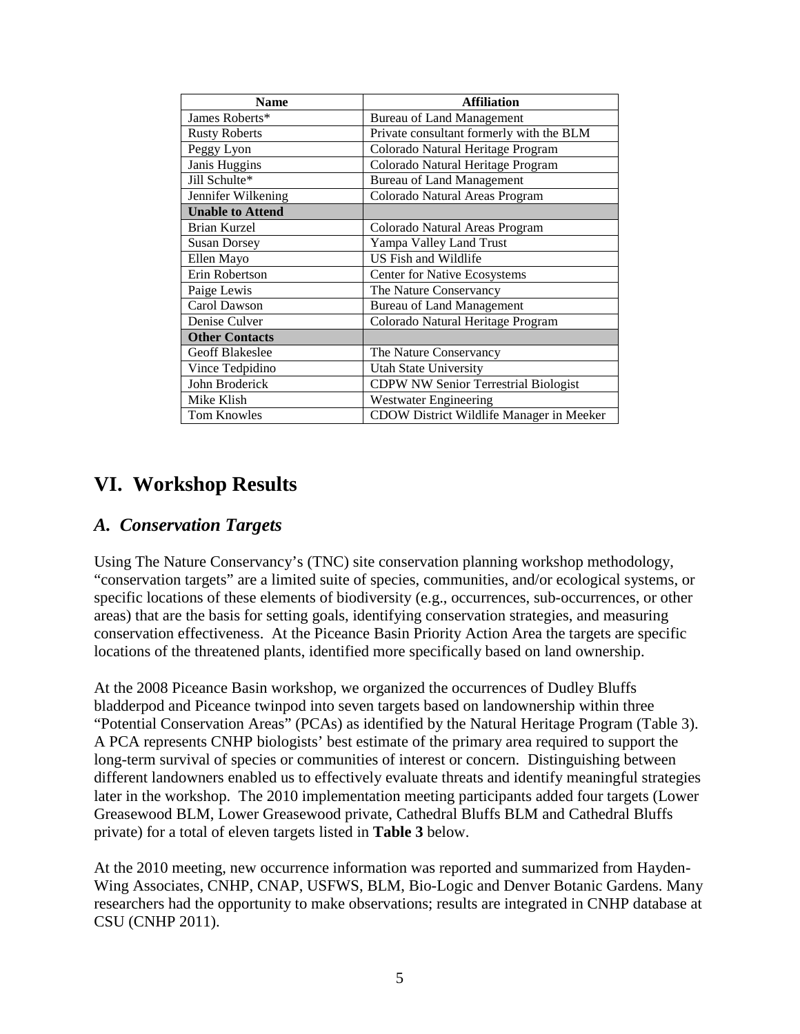| Name | Affiliation |
| --- | --- |
| James Roberts* | Bureau of Land Management |
| Rusty Roberts | Private consultant formerly with the BLM |
| Peggy Lyon | Colorado Natural Heritage Program |
| Janis Huggins | Colorado Natural Heritage Program |
| Jill Schulte* | Bureau of Land Management |
| Jennifer Wilkening | Colorado Natural Areas Program |
| **Unable to Attend** | |
| Brian Kurzel | Colorado Natural Areas Program |
| Susan Dorsey | Yampa Valley Land Trust |
| Ellen Mayo | US Fish and Wildlife |
| Erin Robertson | Center for Native Ecosystems |
| Paige Lewis | The Nature Conservancy |
| Carol Dawson | Bureau of Land Management |
| Denise Culver | Colorado Natural Heritage Program |
| **Other Contacts** | |
| Geoff Blakeslee | The Nature Conservancy |
| Vince Tedpidino | Utah State University |
| John Broderick | CDPW NW Senior Terrestrial Biologist |
| Mike Klish | Westwater Engineering |
| Tom Knowles | CDOW District Wildlife Manager in Meeker |

# VI. Workshop Results

## *A. Conservation Targets*

Using The Nature Conservancy's (TNC) site conservation planning workshop methodology, "conservation targets" are a limited suite of species, communities, and/or ecological systems, or specific locations of these elements of biodiversity (e.g., occurrences, sub-occurrences, or other areas) that are the basis for setting goals, identifying conservation strategies, and measuring conservation effectiveness. At the Piceance Basin Priority Action Area the targets are specific locations of the threatened plants, identified more specifically based on land ownership.

At the 2008 Piceance Basin workshop, we organized the occurrences of Dudley Bluffs bladderpod and Piceance twinpod into seven targets based on landownership within three "Potential Conservation Areas" (PCAs) as identified by the Natural Heritage Program (Table 3). A PCA represents CNHP biologists' best estimate of the primary area required to support the long-term survival of species or communities of interest or concern. Distinguishing between different landowners enabled us to effectively evaluate threats and identify meaningful strategies later in the workshop. The 2010 implementation meeting participants added four targets (Lower Greasewood BLM, Lower Greasewood private, Cathedral Bluffs BLM and Cathedral Bluffs private) for a total of eleven targets listed in **Table 3** below.

At the 2010 meeting, new occurrence information was reported and summarized from Hayden-Wing Associates, CNHP, CNAP, USFWS, BLM, Bio-Logic and Denver Botanic Gardens. Many researchers had the opportunity to make observations; results are integrated in CNHP database at CSU (CNHP 2011).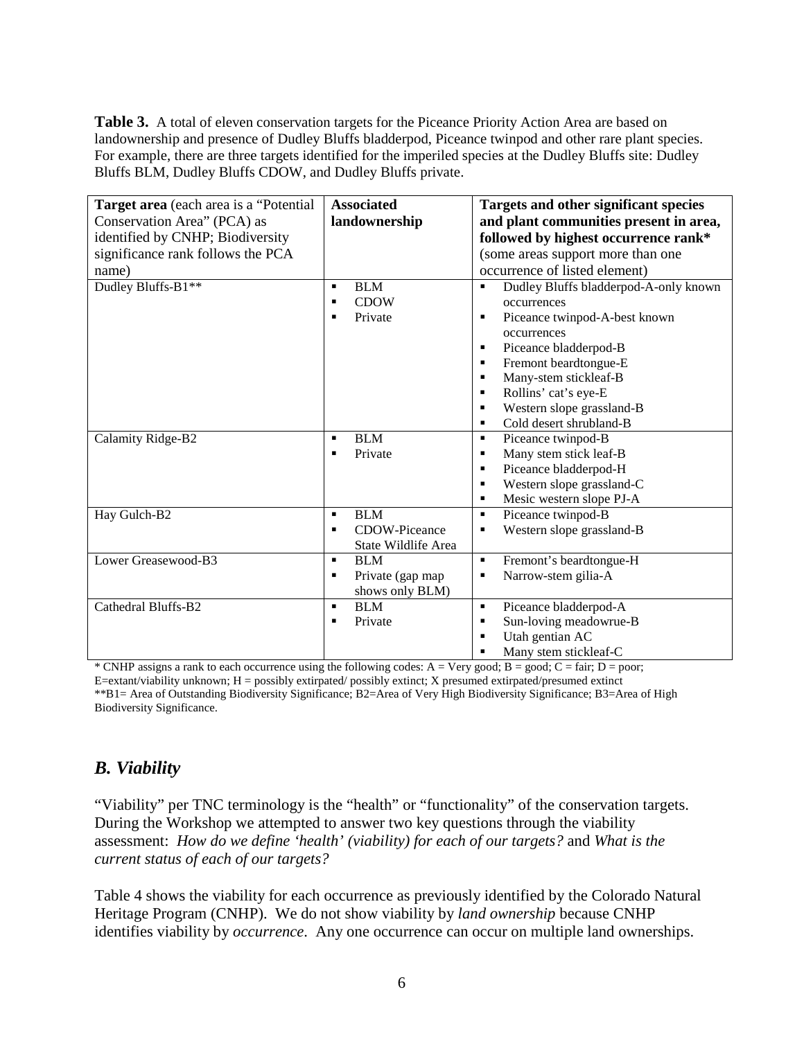**Table 3.** A total of eleven conservation targets for the Piceance Priority Action Area are based on landownership and presence of Dudley Bluffs bladderpod, Piceance twinpod and other rare plant species. For example, there are three targets identified for the imperiled species at the Dudley Bluffs site: Dudley Bluffs BLM, Dudley Bluffs CDOW, and Dudley Bluffs private.

| **Target area** (each area is a "Potential Conservation Area" (PCA) as identified by CNHP; Biodiversity significance rank follows the PCA name) | **Associated landownership** | **Targets and other significant species and plant communities present in area, followed by highest occurrence rank*** (some areas support more than one occurrence of listed element) |
|---|---|---|
| Dudley Bluffs-B1** | ▪ BLM<br>▪ CDOW<br>▪ Private | ▪ Dudley Bluffs bladderpod-A-only known occurrences<br>▪ Piceance twinpod-A-best known occurrences<br>▪ Piceance bladderpod-B<br>▪ Fremont beardtongue-E<br>▪ Many-stem stickleaf-B<br>▪ Rollins' cat's eye-E<br>▪ Western slope grassland-B<br>▪ Cold desert shrubland-B |
| Calamity Ridge-B2 | ▪ BLM<br>▪ Private | ▪ Piceance twinpod-B<br>▪ Many stem stick leaf-B<br>▪ Piceance bladderpod-H<br>▪ Western slope grassland-C<br>▪ Mesic western slope PJ-A |
| Hay Gulch-B2 | ▪ BLM<br>▪ CDOW-Piceance State Wildlife Area | ▪ Piceance twinpod-B<br>▪ Western slope grassland-B |
| Lower Greasewood-B3 | ▪ BLM<br>▪ Private (gap map shows only BLM) | ▪ Fremont's beardtongue-H<br>▪ Narrow-stem gilia-A |
| Cathedral Bluffs-B2 | ▪ BLM<br>▪ Private | ▪ Piceance bladderpod-A<br>▪ Sun-loving meadowrue-B<br>▪ Utah gentian AC<br>▪ Many stem stickleaf-C |

* CNHP assigns a rank to each occurrence using the following codes: A = Very good; B = good; C = fair; D = poor; E=extant/viability unknown; H = possibly extirpated/ possibly extinct; X presumed extirpated/presumed extinct
**B1= Area of Outstanding Biodiversity Significance; B2=Area of Very High Biodiversity Significance; B3=Area of High Biodiversity Significance.

## *B. Viability*

"Viability" per TNC terminology is the "health" or "functionality" of the conservation targets. During the Workshop we attempted to answer two key questions through the viability assessment: *How do we define 'health' (viability) for each of our targets?* and *What is the current status of each of our targets?*

Table 4 shows the viability for each occurrence as previously identified by the Colorado Natural Heritage Program (CNHP). We do not show viability by *land ownership* because CNHP identifies viability by *occurrence*. Any one occurrence can occur on multiple land ownerships.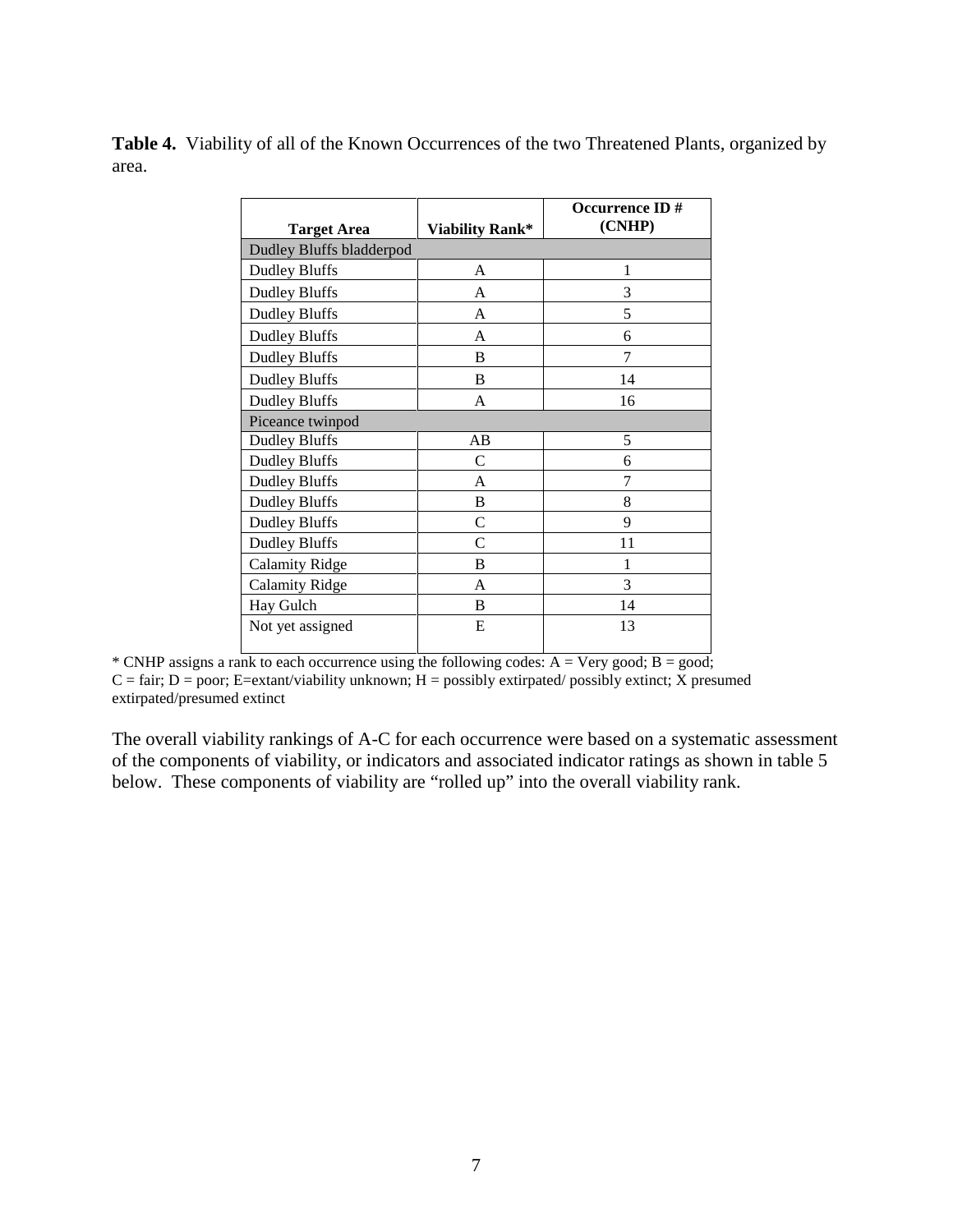**Table 4.** Viability of all of the Known Occurrences of the two Threatened Plants, organized by area.

| Target Area | Viability Rank* | Occurrence ID # (CNHP) |
|---|---|---|
| Dudley Bluffs bladderpod | | |
| Dudley Bluffs | A | 1 |
| Dudley Bluffs | A | 3 |
| Dudley Bluffs | A | 5 |
| Dudley Bluffs | A | 6 |
| Dudley Bluffs | B | 7 |
| Dudley Bluffs | B | 14 |
| Dudley Bluffs | A | 16 |
| Piceance twinpod | | |
| Dudley Bluffs | AB | 5 |
| Dudley Bluffs | C | 6 |
| Dudley Bluffs | A | 7 |
| Dudley Bluffs | B | 8 |
| Dudley Bluffs | C | 9 |
| Dudley Bluffs | C | 11 |
| Calamity Ridge | B | 1 |
| Calamity Ridge | A | 3 |
| Hay Gulch | B | 14 |
| Not yet assigned | E | 13 |

* CNHP assigns a rank to each occurrence using the following codes: A = Very good; B = good; C = fair; D = poor; E=extant/viability unknown; H = possibly extirpated/ possibly extinct; X presumed extirpated/presumed extinct

The overall viability rankings of A-C for each occurrence were based on a systematic assessment of the components of viability, or indicators and associated indicator ratings as shown in table 5 below. These components of viability are "rolled up" into the overall viability rank.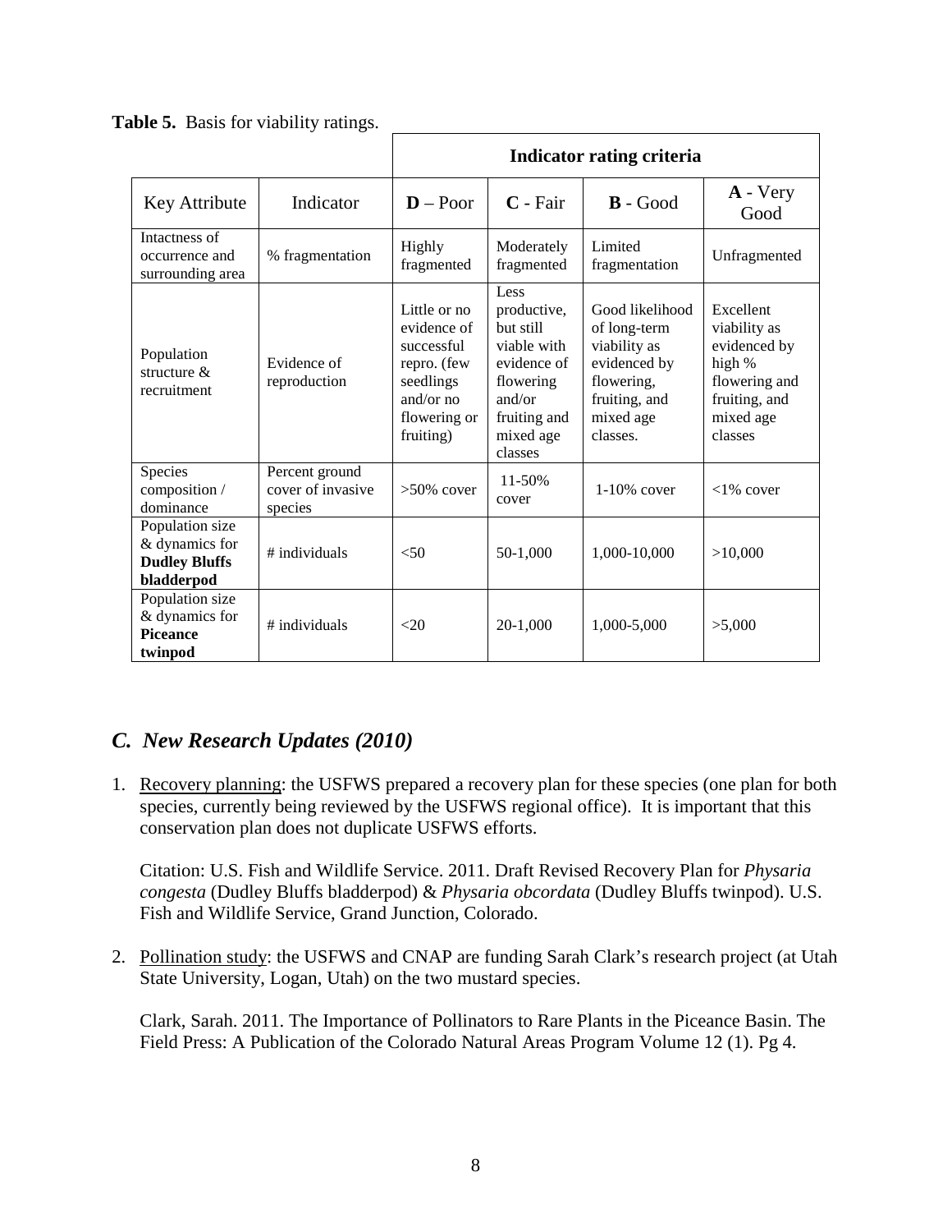**Table 5.** Basis for viability ratings.

| | | Indicator rating criteria | | | |
|---|---|---|---|---|---|
| Key Attribute | Indicator | **D** – Poor | **C** - Fair | **B** - Good | **A** - Very Good |
| Intactness of occurrence and surrounding area | % fragmentation | Highly fragmented | Moderately fragmented | Limited fragmentation | Unfragmented |
| Population structure & recruitment | Evidence of reproduction | Little or no evidence of successful repro. (few seedlings and/or no flowering or fruiting) | Less productive, but still viable with evidence of flowering and/or fruiting and mixed age classes | Good likelihood of long-term viability as evidenced by flowering, fruiting, and mixed age classes. | Excellent viability as evidenced by high % flowering and fruiting, and mixed age classes |
| Species composition / dominance | Percent ground cover of invasive species | >50% cover | 11-50% cover | 1-10% cover | <1% cover |
| Population size & dynamics for **Dudley Bluffs bladderpod** | # individuals | <50 | 50-1,000 | 1,000-10,000 | >10,000 |
| Population size & dynamics for **Piceance twinpod** | # individuals | <20 | 20-1,000 | 1,000-5,000 | >5,000 |

## *C. New Research Updates (2010)*

1. Recovery planning: the USFWS prepared a recovery plan for these species (one plan for both species, currently being reviewed by the USFWS regional office). It is important that this conservation plan does not duplicate USFWS efforts.

   Citation: U.S. Fish and Wildlife Service. 2011. Draft Revised Recovery Plan for *Physaria congesta* (Dudley Bluffs bladderpod) & *Physaria obcordata* (Dudley Bluffs twinpod). U.S. Fish and Wildlife Service, Grand Junction, Colorado.

2. Pollination study: the USFWS and CNAP are funding Sarah Clark's research project (at Utah State University, Logan, Utah) on the two mustard species.

   Clark, Sarah. 2011. The Importance of Pollinators to Rare Plants in the Piceance Basin. The Field Press: A Publication of the Colorado Natural Areas Program Volume 12 (1). Pg 4.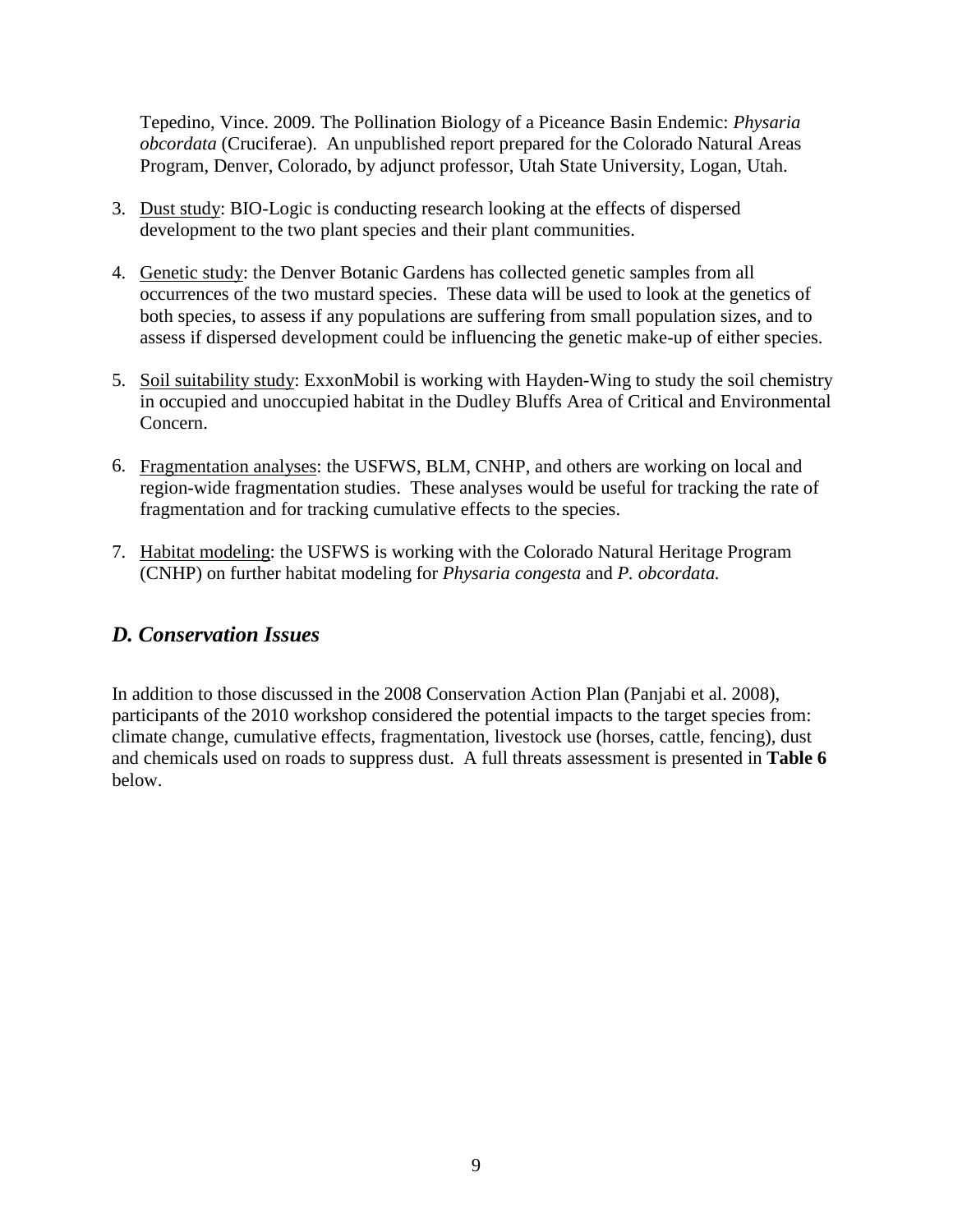Tepedino, Vince. 2009. The Pollination Biology of a Piceance Basin Endemic: *Physaria obcordata* (Cruciferae). An unpublished report prepared for the Colorado Natural Areas Program, Denver, Colorado, by adjunct professor, Utah State University, Logan, Utah.

3. Dust study: BIO-Logic is conducting research looking at the effects of dispersed development to the two plant species and their plant communities.

4. Genetic study: the Denver Botanic Gardens has collected genetic samples from all occurrences of the two mustard species. These data will be used to look at the genetics of both species, to assess if any populations are suffering from small population sizes, and to assess if dispersed development could be influencing the genetic make-up of either species.

5. Soil suitability study: ExxonMobil is working with Hayden-Wing to study the soil chemistry in occupied and unoccupied habitat in the Dudley Bluffs Area of Critical and Environmental Concern.

6. Fragmentation analyses: the USFWS, BLM, CNHP, and others are working on local and region-wide fragmentation studies. These analyses would be useful for tracking the rate of fragmentation and for tracking cumulative effects to the species.

7. Habitat modeling: the USFWS is working with the Colorado Natural Heritage Program (CNHP) on further habitat modeling for *Physaria congesta* and *P. obcordata.*

## *D. Conservation Issues*

In addition to those discussed in the 2008 Conservation Action Plan (Panjabi et al. 2008), participants of the 2010 workshop considered the potential impacts to the target species from: climate change, cumulative effects, fragmentation, livestock use (horses, cattle, fencing), dust and chemicals used on roads to suppress dust. A full threats assessment is presented in **Table 6** below.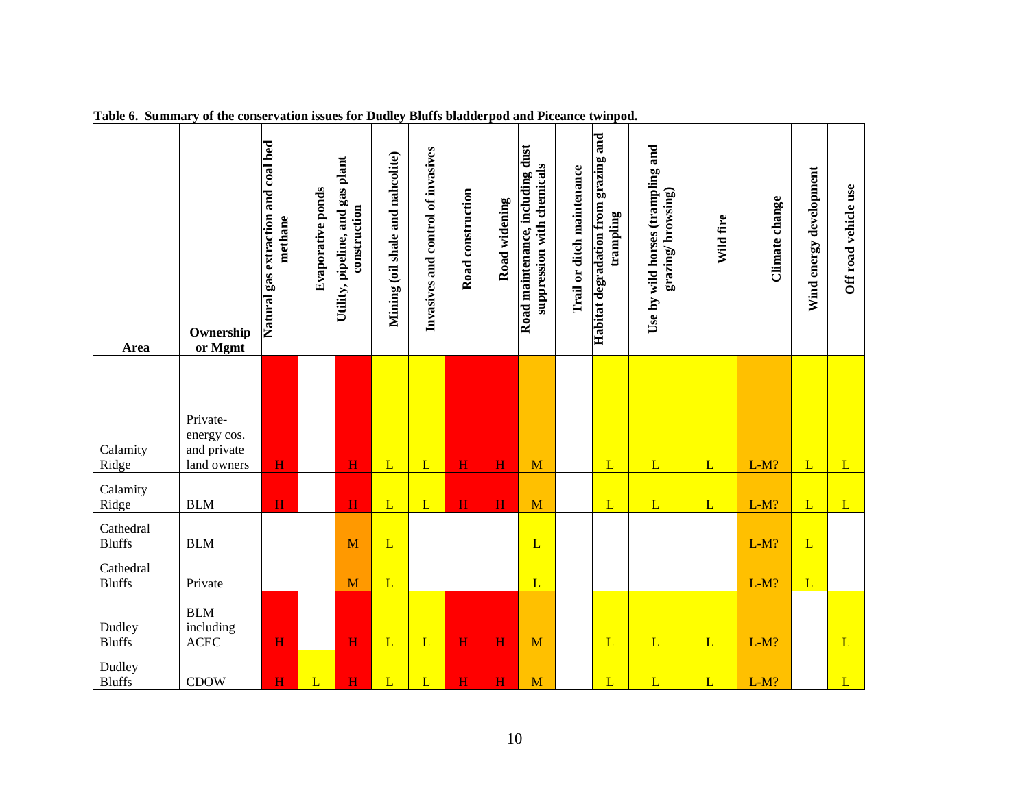**Table 6. Summary of the conservation issues for Dudley Bluffs bladderpod and Piceance twinpod.**

| Area | Ownership or Mgmt | Natural gas extraction and coal bed methane | Evaporative ponds | Utility, pipeline, and gas plant construction | Mining (oil shale and nahcolite) | Invasives and control of invasives | Road construction | Road widening | Road maintenance, including dust suppression with chemicals | Trail or ditch maintenance | Habitat degradation from grazing and trampling | Use by wild horses (trampling and grazing/ browsing) | Wild fire | Climate change | Wind energy development | Off road vehicle use |
|---|---|---|---|---|---|---|---|---|---|---|---|---|---|---|---|---|
| Calamity Ridge | Private- energy cos. and private land owners | H | | H | L | L | H | H | M | | L | L | L | L-M? | L | L |
| Calamity Ridge | BLM | H | | H | L | L | H | H | M | | L | L | L | L-M? | L | L |
| Cathedral Bluffs | BLM | | | M | L | | | | L | | | | | L-M? | L | |
| Cathedral Bluffs | Private | | | M | L | | | | L | | | | | L-M? | L | |
| Dudley Bluffs | BLM including ACEC | H | | H | L | L | H | H | M | | L | L | L | L-M? | | L |
| Dudley Bluffs | CDOW | H | L | H | L | L | H | H | M | | L | L | L | L-M? | | L |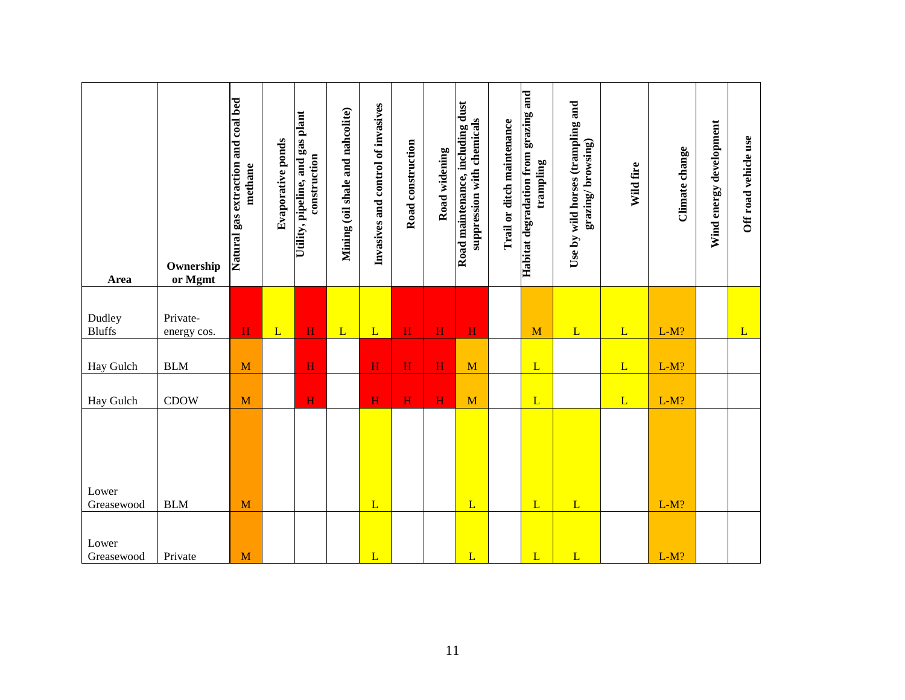| Area | Ownership or Mgmt | Natural gas extraction and coal bed methane | Evaporative ponds | Utility, pipeline, and gas plant construction | Mining (oil shale and nahcolite) | Invasives and control of invasives | Road construction | Road widening | Road maintenance, including dust suppression with chemicals | Trail or ditch maintenance | Habitat degradation from grazing and trampling | Use by wild horses (trampling and grazing/ browsing) | Wild fire | Climate change | Wind energy development | Off road vehicle use |
|---|---|---|---|---|---|---|---|---|---|---|---|---|---|---|---|---|
| Dudley Bluffs | Private-energy cos. | H | L | H | L | L | H | H | H | | M | L | L | L-M? | | L |
| Hay Gulch | BLM | M | | H | | H | H | H | M | | L | | L | L-M? | | |
| Hay Gulch | CDOW | M | | H | | H | H | H | M | | L | | L | L-M? | | |
| Lower Greasewood | BLM | M | | | | L | | | L | | L | L | | L-M? | | |
| Lower Greasewood | Private | M | | | | L | | | L | | L | L | | L-M? | | |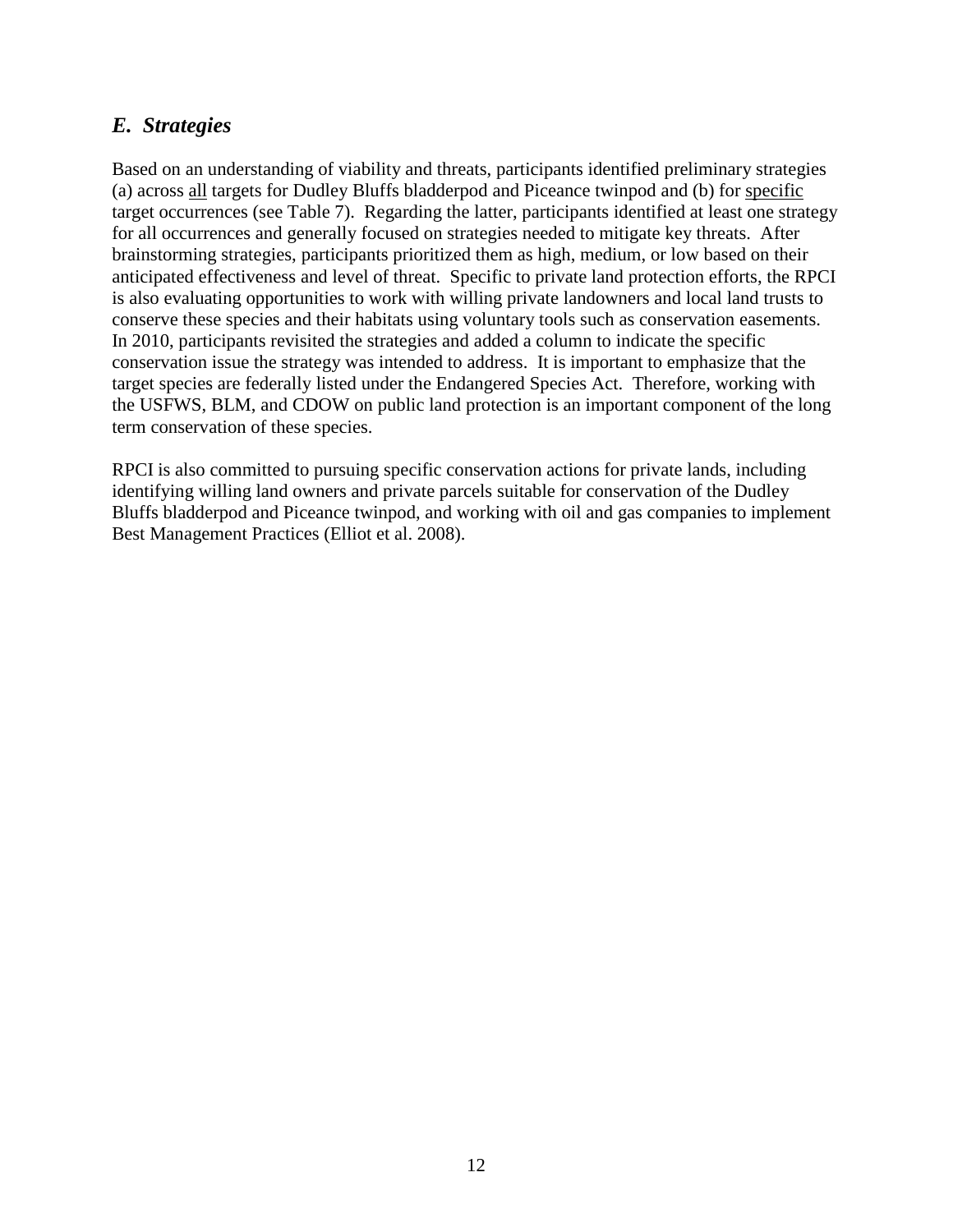## *E. Strategies*

Based on an understanding of viability and threats, participants identified preliminary strategies (a) across all targets for Dudley Bluffs bladderpod and Piceance twinpod and (b) for specific target occurrences (see Table 7). Regarding the latter, participants identified at least one strategy for all occurrences and generally focused on strategies needed to mitigate key threats. After brainstorming strategies, participants prioritized them as high, medium, or low based on their anticipated effectiveness and level of threat. Specific to private land protection efforts, the RPCI is also evaluating opportunities to work with willing private landowners and local land trusts to conserve these species and their habitats using voluntary tools such as conservation easements. In 2010, participants revisited the strategies and added a column to indicate the specific conservation issue the strategy was intended to address. It is important to emphasize that the target species are federally listed under the Endangered Species Act. Therefore, working with the USFWS, BLM, and CDOW on public land protection is an important component of the long term conservation of these species.

RPCI is also committed to pursuing specific conservation actions for private lands, including identifying willing land owners and private parcels suitable for conservation of the Dudley Bluffs bladderpod and Piceance twinpod, and working with oil and gas companies to implement Best Management Practices (Elliot et al. 2008).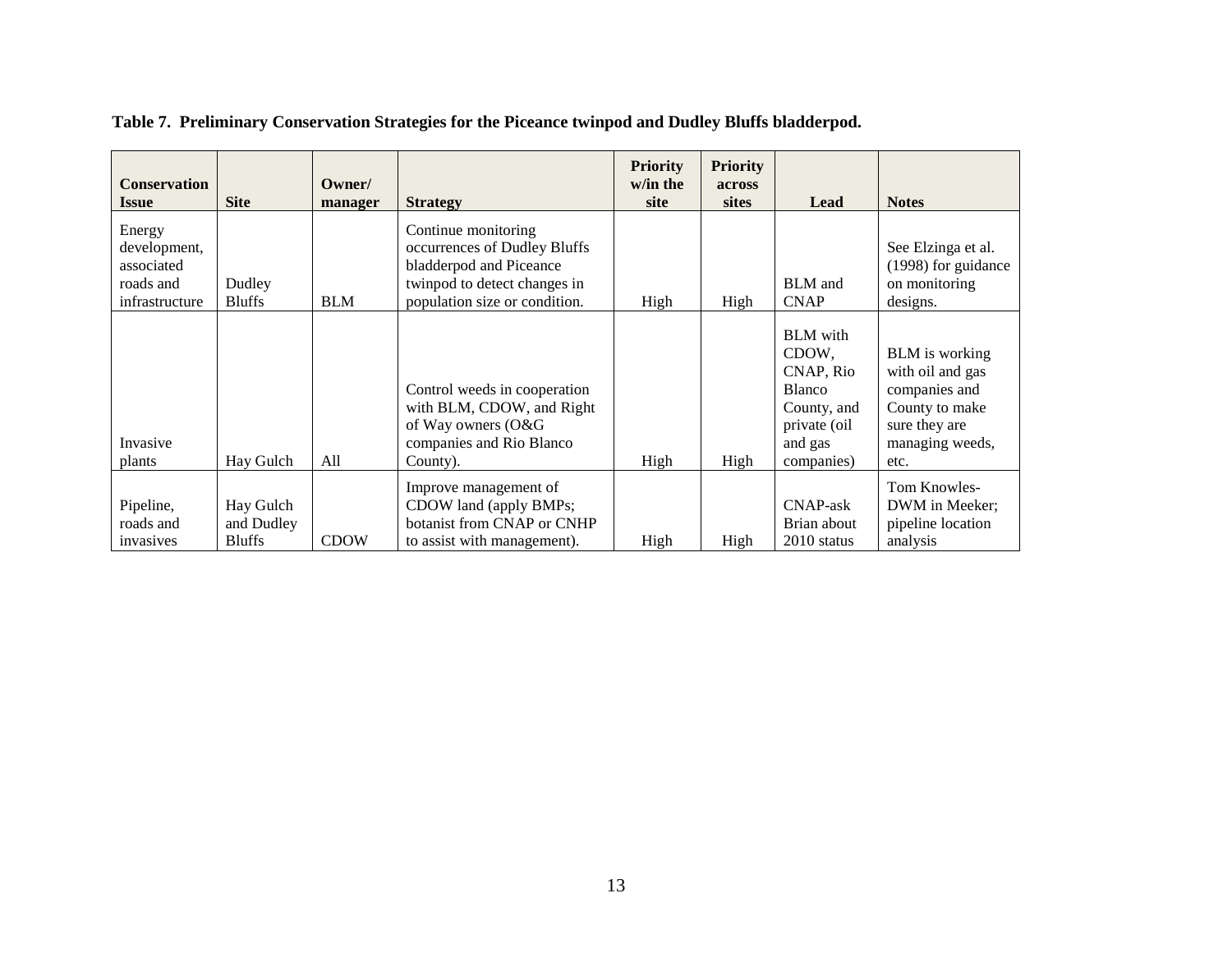**Table 7. Preliminary Conservation Strategies for the Piceance twinpod and Dudley Bluffs bladderpod.**

| Conservation Issue | Site | Owner/ manager | Strategy | Priority w/in the site | Priority across sites | Lead | Notes |
|---|---|---|---|---|---|---|---|
| Energy development, associated roads and infrastructure | Dudley Bluffs | BLM | Continue monitoring occurrences of Dudley Bluffs bladderpod and Piceance twinpod to detect changes in population size or condition. | High | High | BLM and CNAP | See Elzinga et al. (1998) for guidance on monitoring designs. |
| Invasive plants | Hay Gulch | All | Control weeds in cooperation with BLM, CDOW, and Right of Way owners (O&G companies and Rio Blanco County). | High | High | BLM with CDOW, CNAP, Rio Blanco County, and private (oil and gas companies) | BLM is working with oil and gas companies and County to make sure they are managing weeds, etc. |
| Pipeline, roads and invasives | Hay Gulch and Dudley Bluffs | CDOW | Improve management of CDOW land (apply BMPs; botanist from CNAP or CNHP to assist with management). | High | High | CNAP-ask Brian about 2010 status | Tom Knowles- DWM in Meeker; pipeline location analysis |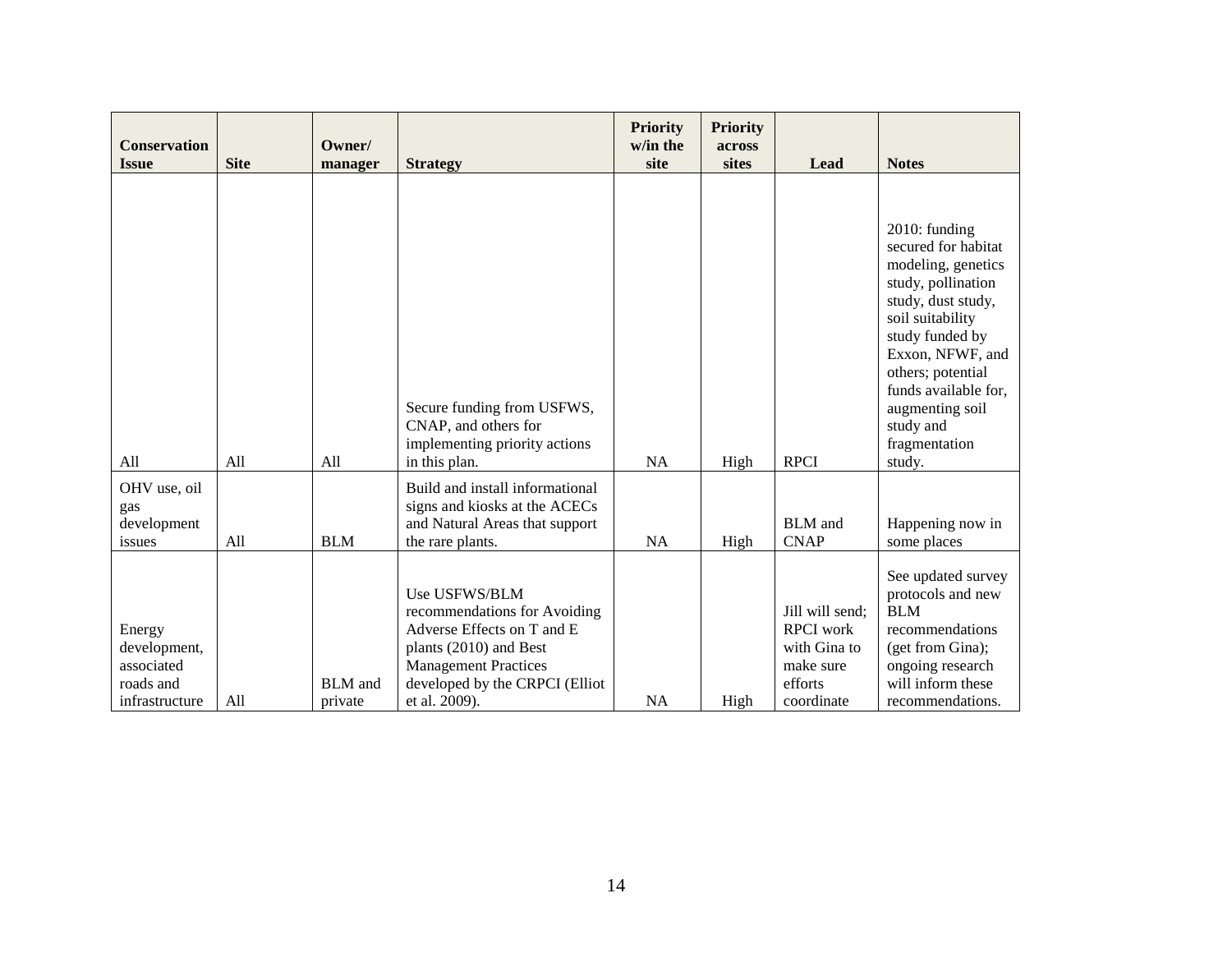| Conservation Issue | Site | Owner/ manager | Strategy | Priority w/in the site | Priority across sites | Lead | Notes |
|---|---|---|---|---|---|---|---|
| All | All | All | Secure funding from USFWS, CNAP, and others for implementing priority actions in this plan. | NA | High | RPCI | 2010: funding secured for habitat modeling, genetics study, pollination study, dust study, soil suitability study funded by Exxon, NFWF, and others; potential funds available for, augmenting soil study and fragmentation study. |
| OHV use, oil gas development issues | All | BLM | Build and install informational signs and kiosks at the ACECs and Natural Areas that support the rare plants. | NA | High | BLM and CNAP | Happening now in some places |
| Energy development, associated roads and infrastructure | All | BLM and private | Use USFWS/BLM recommendations for Avoiding Adverse Effects on T and E plants (2010) and Best Management Practices developed by the CRPCI (Elliot et al. 2009). | NA | High | Jill will send; RPCI work with Gina to make sure efforts coordinate | See updated survey protocols and new BLM recommendations (get from Gina); ongoing research will inform these recommendations. |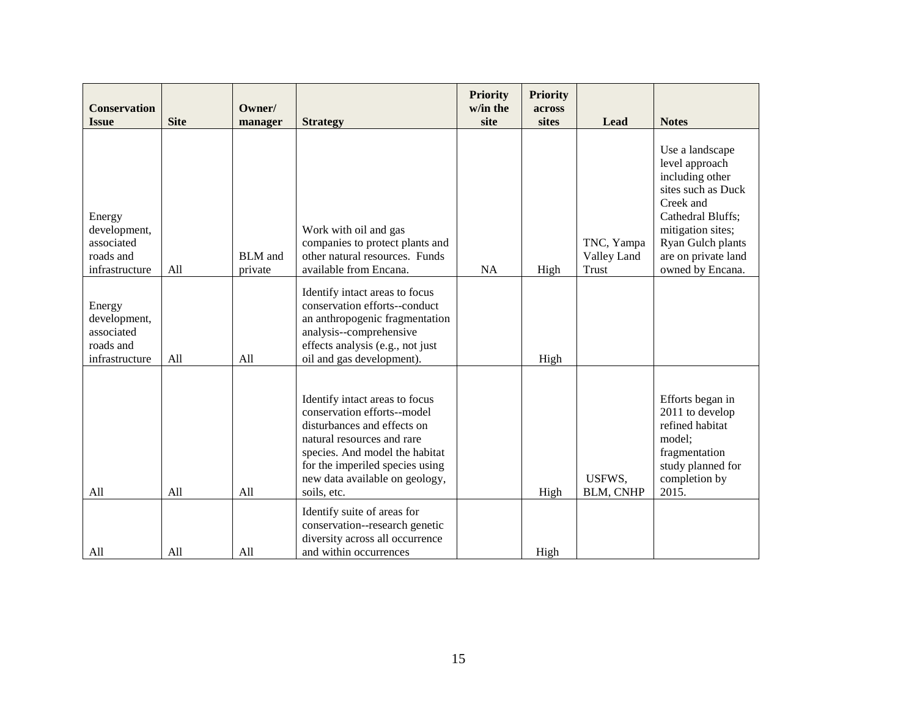| Conservation Issue | Site | Owner/ manager | Strategy | Priority w/in the site | Priority across sites | Lead | Notes |
|---|---|---|---|---|---|---|---|
| Energy development, associated roads and infrastructure | All | BLM and private | Work with oil and gas companies to protect plants and other natural resources. Funds available from Encana. | NA | High | TNC, Yampa Valley Land Trust | Use a landscape level approach including other sites such as Duck Creek and Cathedral Bluffs; mitigation sites; Ryan Gulch plants are on private land owned by Encana. |
| Energy development, associated roads and infrastructure | All | All | Identify intact areas to focus conservation efforts--conduct an anthropogenic fragmentation analysis--comprehensive effects analysis (e.g., not just oil and gas development). | | High | | |
| All | All | All | Identify intact areas to focus conservation efforts--model disturbances and effects on natural resources and rare species. And model the habitat for the imperiled species using new data available on geology, soils, etc. | | High | USFWS, BLM, CNHP | Efforts began in 2011 to develop refined habitat model; fragmentation study planned for completion by 2015. |
| All | All | All | Identify suite of areas for conservation--research genetic diversity across all occurrence and within occurrences | | High | | |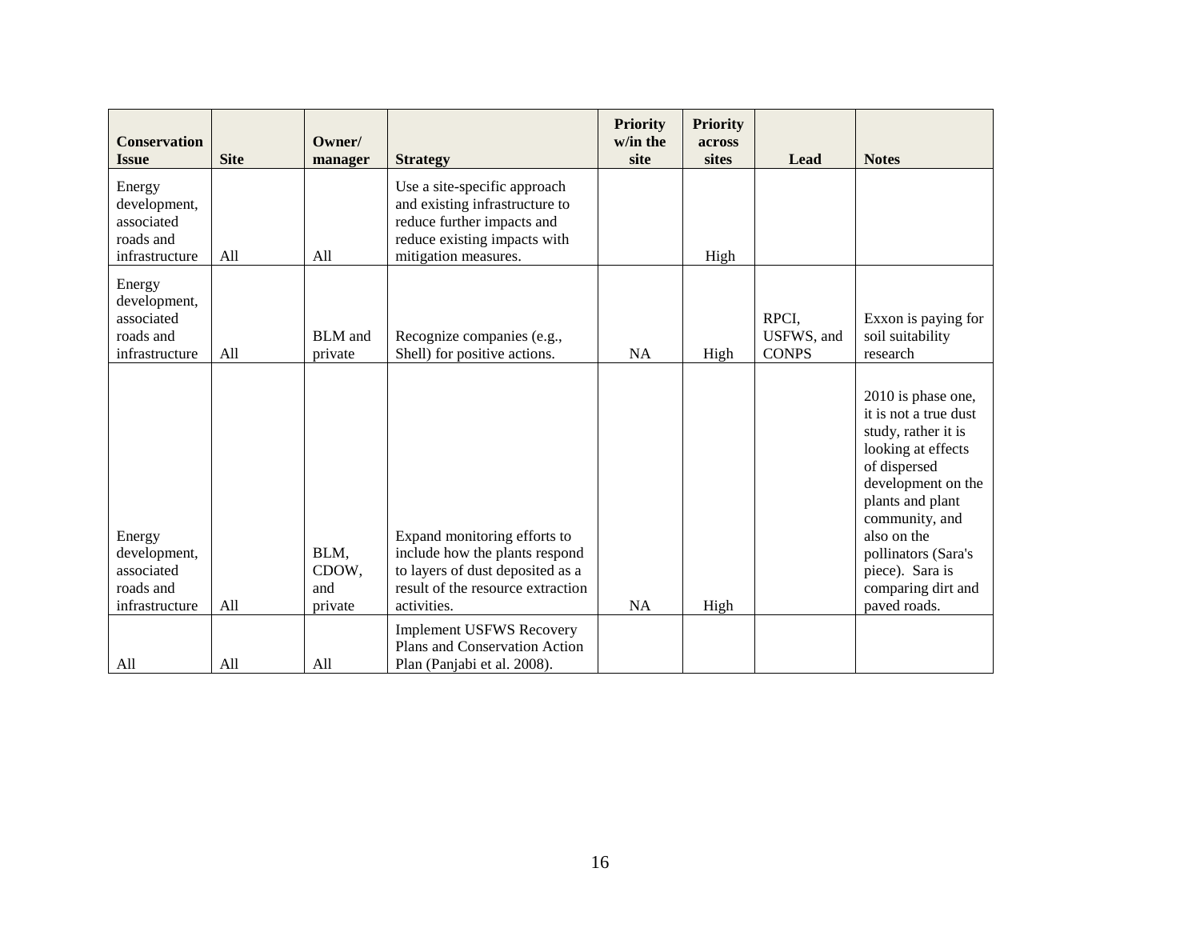| Conservation Issue | Site | Owner/ manager | Strategy | Priority w/in the site | Priority across sites | Lead | Notes |
|---|---|---|---|---|---|---|---|
| Energy development, associated roads and infrastructure | All | All | Use a site-specific approach and existing infrastructure to reduce further impacts and reduce existing impacts with mitigation measures. | | High | | |
| Energy development, associated roads and infrastructure | All | BLM and private | Recognize companies (e.g., Shell) for positive actions. | NA | High | RPCI, USFWS, and CONPS | Exxon is paying for soil suitability research |
| Energy development, associated roads and infrastructure | All | BLM, CDOW, and private | Expand monitoring efforts to include how the plants respond to layers of dust deposited as a result of the resource extraction activities. | NA | High | | 2010 is phase one, it is not a true dust study, rather it is looking at effects of dispersed development on the plants and plant community, and also on the pollinators (Sara's piece). Sara is comparing dirt and paved roads. |
| All | All | All | Implement USFWS Recovery Plans and Conservation Action Plan (Panjabi et al. 2008). | | | | |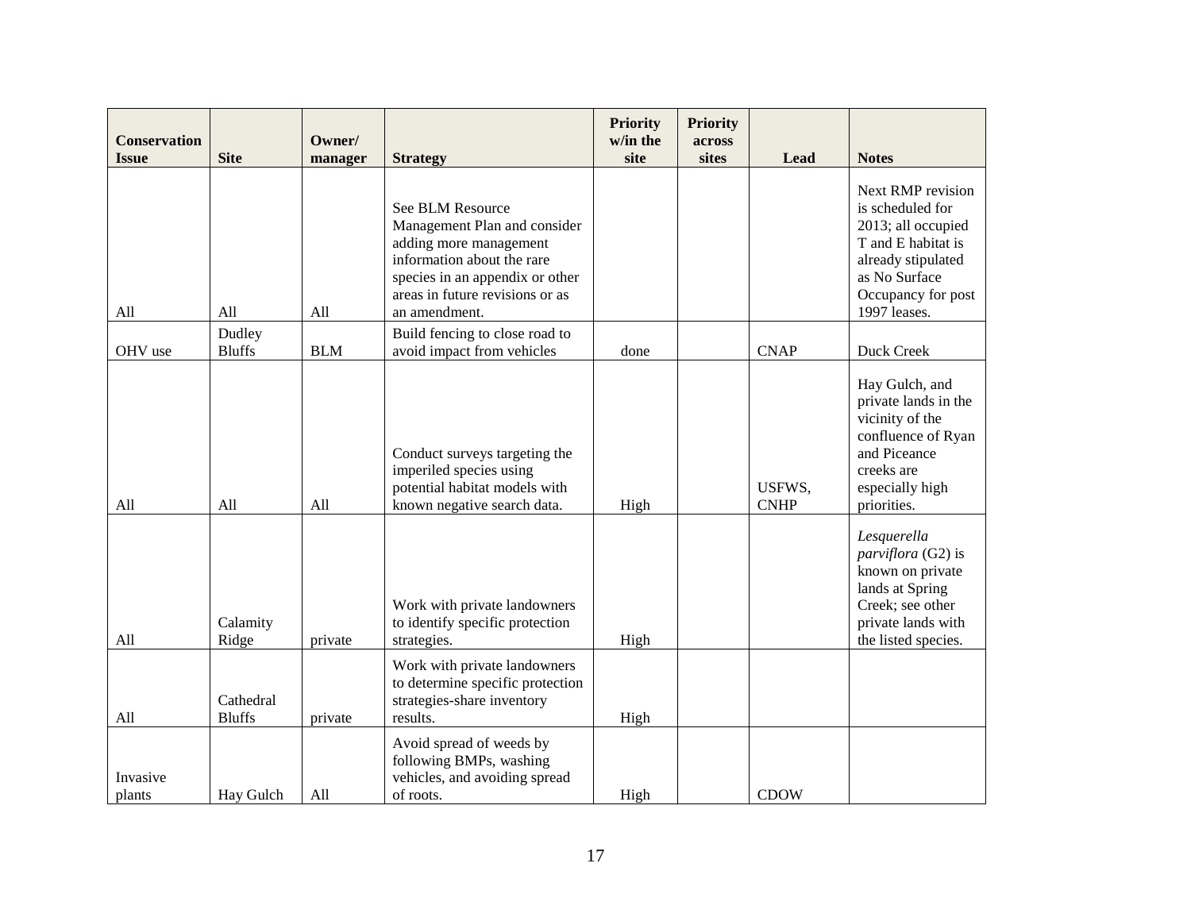| Conservation Issue | Site | Owner/ manager | Strategy | Priority w/in the site | Priority across sites | Lead | Notes |
|---|---|---|---|---|---|---|---|
| All | All | All | See BLM Resource Management Plan and consider adding more management information about the rare species in an appendix or other areas in future revisions or as an amendment. | | | | Next RMP revision is scheduled for 2013; all occupied T and E habitat is already stipulated as No Surface Occupancy for post 1997 leases. |
| OHV use | Dudley Bluffs | BLM | Build fencing to close road to avoid impact from vehicles | done | | CNAP | Duck Creek |
| All | All | All | Conduct surveys targeting the imperiled species using potential habitat models with known negative search data. | High | | USFWS, CNHP | Hay Gulch, and private lands in the vicinity of the confluence of Ryan and Piceance creeks are especially high priorities. |
| All | Calamity Ridge | private | Work with private landowners to identify specific protection strategies. | High | | | *Lesquerella parviflora* (G2) is known on private lands at Spring Creek; see other private lands with the listed species. |
| All | Cathedral Bluffs | private | Work with private landowners to determine specific protection strategies-share inventory results. | High | | | |
| Invasive plants | Hay Gulch | All | Avoid spread of weeds by following BMPs, washing vehicles, and avoiding spread of roots. | High | | CDOW | |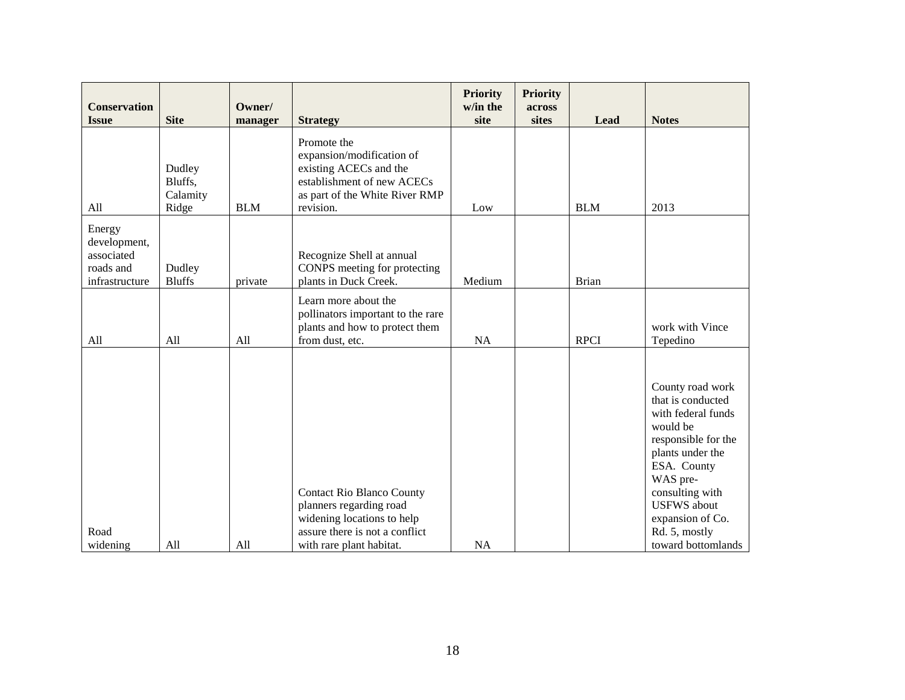| Conservation Issue | Site | Owner/ manager | Strategy | Priority w/in the site | Priority across sites | Lead | Notes |
|---|---|---|---|---|---|---|---|
| All | Dudley Bluffs, Calamity Ridge | BLM | Promote the expansion/modification of existing ACECs and the establishment of new ACECs as part of the White River RMP revision. | Low | | BLM | 2013 |
| Energy development, associated roads and infrastructure | Dudley Bluffs | private | Recognize Shell at annual CONPS meeting for protecting plants in Duck Creek. | Medium | | Brian | |
| All | All | All | Learn more about the pollinators important to the rare plants and how to protect them from dust, etc. | NA | | RPCI | work with Vince Tepedino |
| Road widening | All | All | Contact Rio Blanco County planners regarding road widening locations to help assure there is not a conflict with rare plant habitat. | NA | | | County road work that is conducted with federal funds would be responsible for the plants under the ESA. County WAS pre-consulting with USFWS about expansion of Co. Rd. 5, mostly toward bottomlands |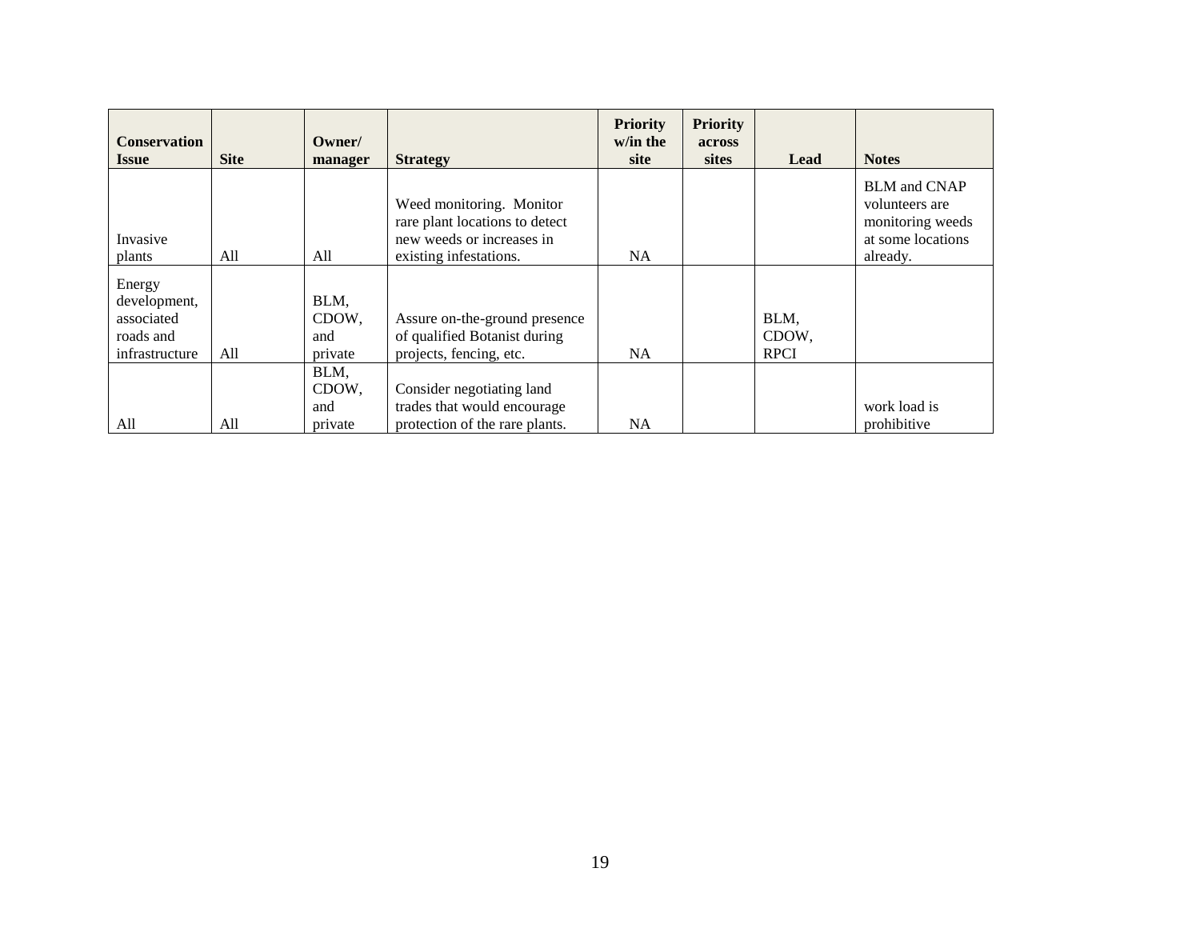| Conservation Issue | Site | Owner/ manager | Strategy | Priority w/in the site | Priority across sites | Lead | Notes |
|---|---|---|---|---|---|---|---|
| Invasive plants | All | All | Weed monitoring. Monitor rare plant locations to detect new weeds or increases in existing infestations. | NA | | | BLM and CNAP volunteers are monitoring weeds at some locations already. |
| Energy development, associated roads and infrastructure | All | BLM, CDOW, and private | Assure on-the-ground presence of qualified Botanist during projects, fencing, etc. | NA | | BLM, CDOW, RPCI | |
| All | All | BLM, CDOW, and private | Consider negotiating land trades that would encourage protection of the rare plants. | NA | | | work load is prohibitive |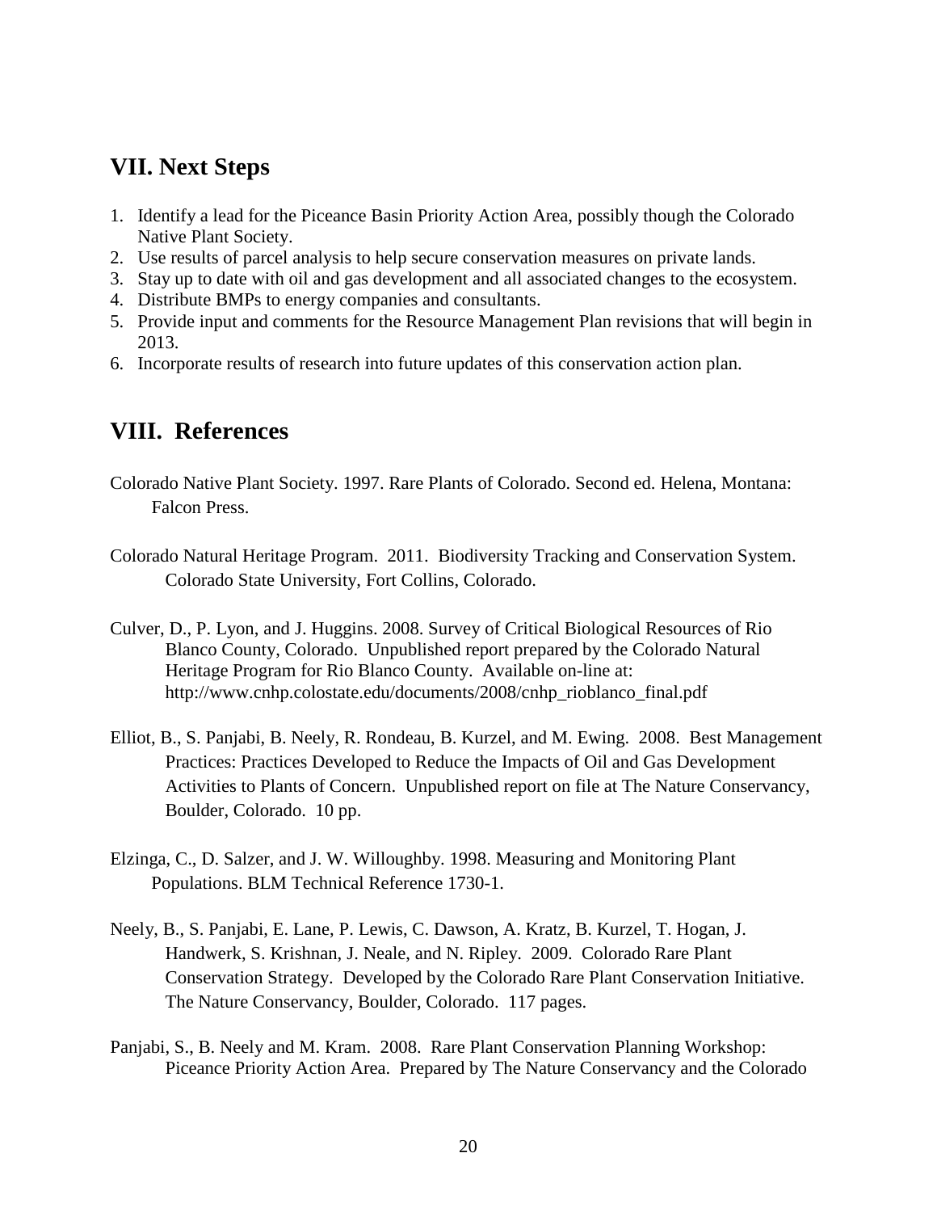## VII. Next Steps

1. Identify a lead for the Piceance Basin Priority Action Area, possibly though the Colorado Native Plant Society.
2. Use results of parcel analysis to help secure conservation measures on private lands.
3. Stay up to date with oil and gas development and all associated changes to the ecosystem.
4. Distribute BMPs to energy companies and consultants.
5. Provide input and comments for the Resource Management Plan revisions that will begin in 2013.
6. Incorporate results of research into future updates of this conservation action plan.

## VIII. References

Colorado Native Plant Society. 1997. Rare Plants of Colorado. Second ed. Helena, Montana: Falcon Press.

Colorado Natural Heritage Program. 2011. Biodiversity Tracking and Conservation System. Colorado State University, Fort Collins, Colorado.

Culver, D., P. Lyon, and J. Huggins. 2008. Survey of Critical Biological Resources of Rio Blanco County, Colorado. Unpublished report prepared by the Colorado Natural Heritage Program for Rio Blanco County. Available on-line at: http://www.cnhp.colostate.edu/documents/2008/cnhp_rioblanco_final.pdf

Elliot, B., S. Panjabi, B. Neely, R. Rondeau, B. Kurzel, and M. Ewing. 2008. Best Management Practices: Practices Developed to Reduce the Impacts of Oil and Gas Development Activities to Plants of Concern. Unpublished report on file at The Nature Conservancy, Boulder, Colorado. 10 pp.

Elzinga, C., D. Salzer, and J. W. Willoughby. 1998. Measuring and Monitoring Plant Populations. BLM Technical Reference 1730-1.

Neely, B., S. Panjabi, E. Lane, P. Lewis, C. Dawson, A. Kratz, B. Kurzel, T. Hogan, J. Handwerk, S. Krishnan, J. Neale, and N. Ripley. 2009. Colorado Rare Plant Conservation Strategy. Developed by the Colorado Rare Plant Conservation Initiative. The Nature Conservancy, Boulder, Colorado. 117 pages.

Panjabi, S., B. Neely and M. Kram. 2008. Rare Plant Conservation Planning Workshop: Piceance Priority Action Area. Prepared by The Nature Conservancy and the Colorado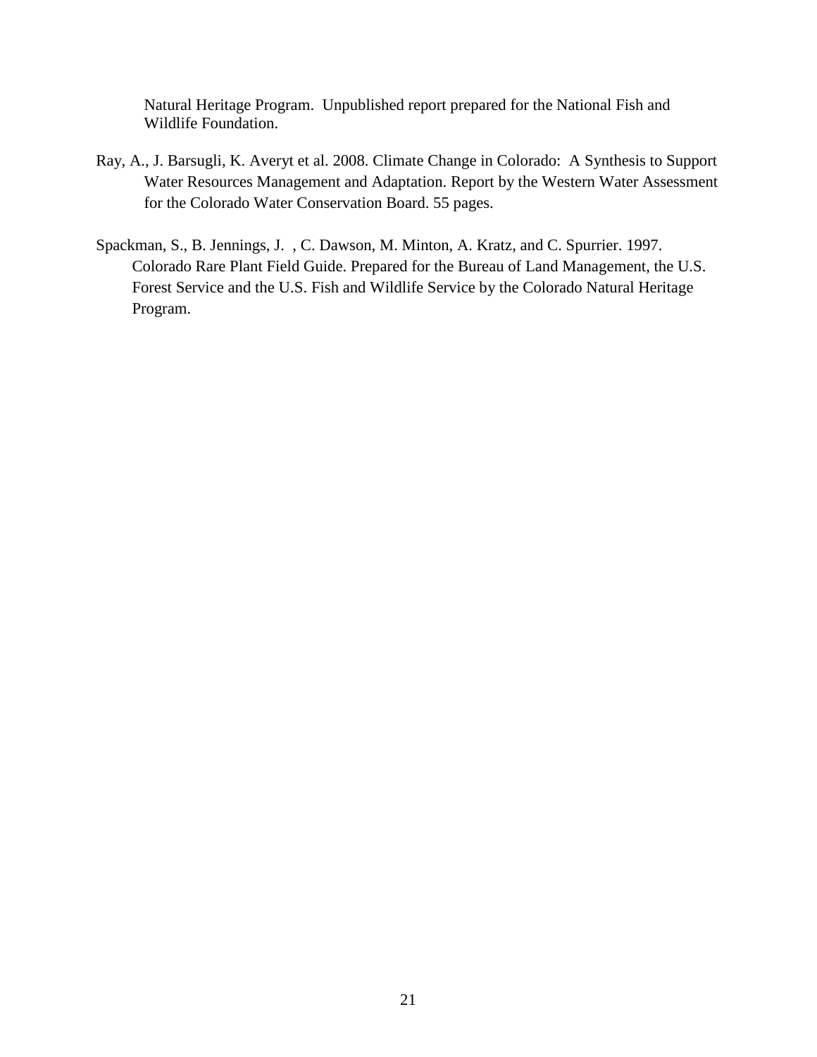Natural Heritage Program. Unpublished report prepared for the National Fish and Wildlife Foundation.

Ray, A., J. Barsugli, K. Averyt et al. 2008. Climate Change in Colorado: A Synthesis to Support Water Resources Management and Adaptation. Report by the Western Water Assessment for the Colorado Water Conservation Board. 55 pages.

Spackman, S., B. Jennings, J. , C. Dawson, M. Minton, A. Kratz, and C. Spurrier. 1997. Colorado Rare Plant Field Guide. Prepared for the Bureau of Land Management, the U.S. Forest Service and the U.S. Fish and Wildlife Service by the Colorado Natural Heritage Program.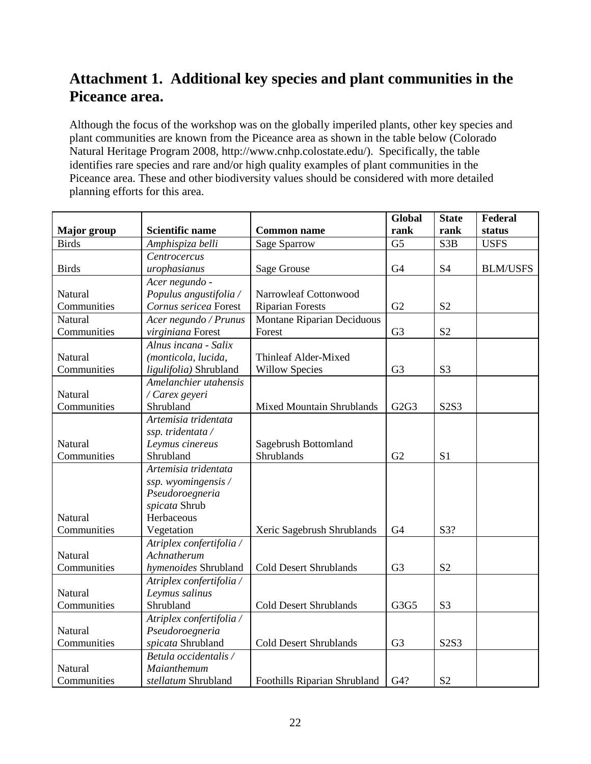## Attachment 1. Additional key species and plant communities in the Piceance area.

Although the focus of the workshop was on the globally imperiled plants, other key species and plant communities are known from the Piceance area as shown in the table below (Colorado Natural Heritage Program 2008, http://www.cnhp.colostate.edu/). Specifically, the table identifies rare species and rare and/or high quality examples of plant communities in the Piceance area. These and other biodiversity values should be considered with more detailed planning efforts for this area.

| Major group | Scientific name | Common name | Global rank | State rank | Federal status |
|---|---|---|---|---|---|
| Birds | *Amphispiza belli* | Sage Sparrow | G5 | S3B | USFS |
| Birds | *Centrocercus urophasianus* | Sage Grouse | G4 | S4 | BLM/USFS |
| Natural Communities | *Acer negundo - Populus angustifolia / Cornus sericea* Forest | Narrowleaf Cottonwood Riparian Forests | G2 | S2 | |
| Natural Communities | *Acer negundo / Prunus virginiana* Forest | Montane Riparian Deciduous Forest | G3 | S2 | |
| Natural Communities | *Alnus incana - Salix (monticola, lucida, ligulifolia)* Shrubland | Thinleaf Alder-Mixed Willow Species | G3 | S3 | |
| Natural Communities | *Amelanchier utahensis / Carex geyeri* Shrubland | Mixed Mountain Shrublands | G2G3 | S2S3 | |
| Natural Communities | *Artemisia tridentata ssp. tridentata / Leymus cinereus* Shrubland | Sagebrush Bottomland Shrublands | G2 | S1 | |
| Natural Communities | *Artemisia tridentata ssp. wyomingensis / Pseudoroegneria spicata* Shrub Herbaceous Vegetation | Xeric Sagebrush Shrublands | G4 | S3? | |
| Natural Communities | *Atriplex confertifolia / Achnatherum hymenoides* Shrubland | Cold Desert Shrublands | G3 | S2 | |
| Natural Communities | *Atriplex confertifolia / Leymus salinus* Shrubland | Cold Desert Shrublands | G3G5 | S3 | |
| Natural Communities | *Atriplex confertifolia / Pseudoroegneria spicata* Shrubland | Cold Desert Shrublands | G3 | S2S3 | |
| Natural Communities | *Betula occidentalis / Maianthemum stellatum* Shrubland | Foothills Riparian Shrubland | G4? | S2 | |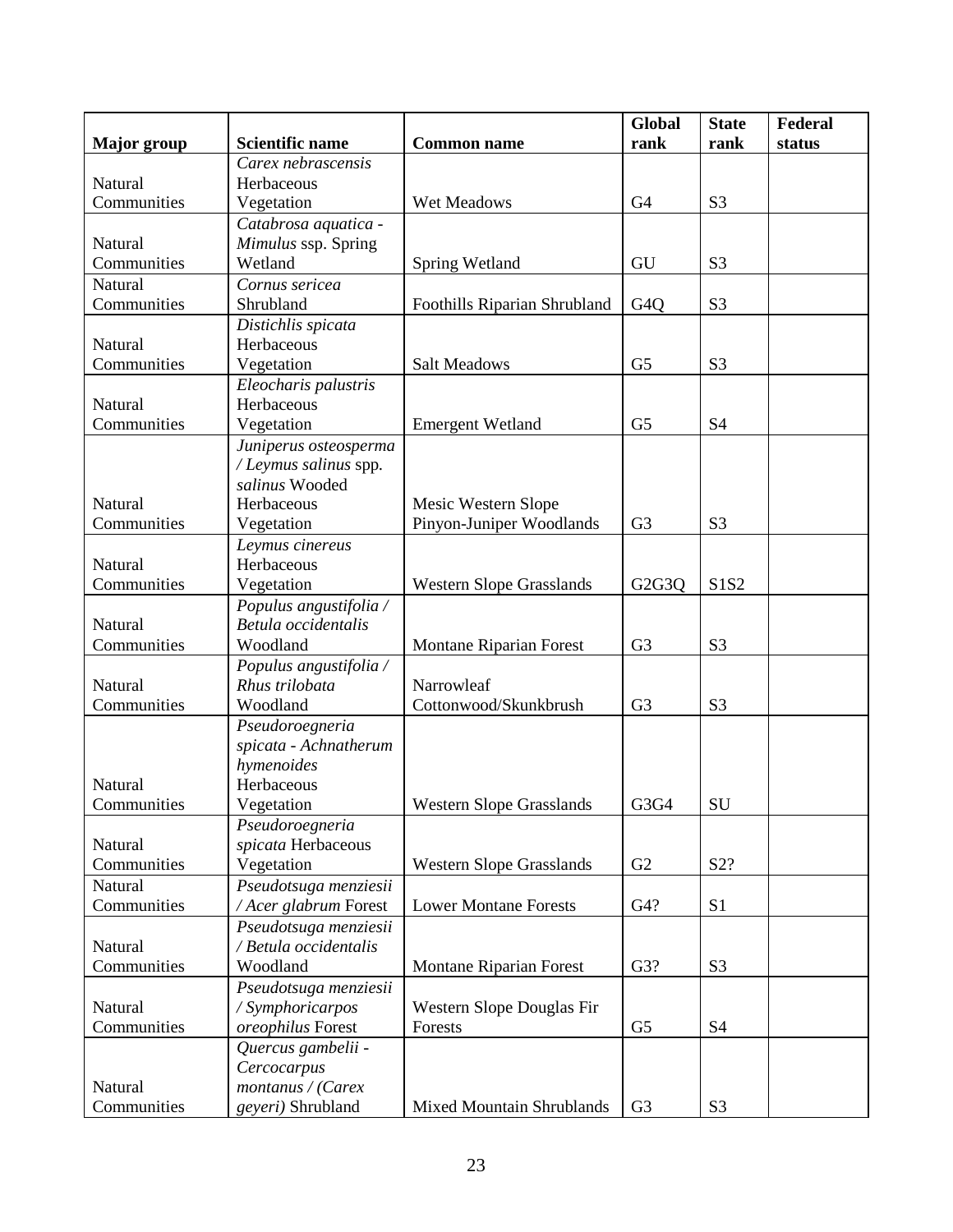| Major group | Scientific name | Common name | Global rank | State rank | Federal status |
|---|---|---|---|---|---|
| Natural Communities | *Carex nebrascensis* Herbaceous Vegetation | Wet Meadows | G4 | S3 | |
| Natural Communities | *Catabrosa aquatica - Mimulus* ssp. Spring Wetland | Spring Wetland | GU | S3 | |
| Natural Communities | *Cornus sericea* Shrubland | Foothills Riparian Shrubland | G4Q | S3 | |
| Natural Communities | *Distichlis spicata* Herbaceous Vegetation | Salt Meadows | G5 | S3 | |
| Natural Communities | *Eleocharis palustris* Herbaceous Vegetation | Emergent Wetland | G5 | S4 | |
| Natural Communities | *Juniperus osteosperma / Leymus salinus* spp. *salinus* Wooded Herbaceous Vegetation | Mesic Western Slope Pinyon-Juniper Woodlands | G3 | S3 | |
| Natural Communities | *Leymus cinereus* Herbaceous Vegetation | Western Slope Grasslands | G2G3Q | S1S2 | |
| Natural Communities | *Populus angustifolia / Betula occidentalis* Woodland | Montane Riparian Forest | G3 | S3 | |
| Natural Communities | *Populus angustifolia / Rhus trilobata* Woodland | Narrowleaf Cottonwood/Skunkbrush | G3 | S3 | |
| Natural Communities | *Pseudoroegneria spicata - Achnatherum hymenoides* Herbaceous Vegetation | Western Slope Grasslands | G3G4 | SU | |
| Natural Communities | *Pseudoroegneria spicata* Herbaceous Vegetation | Western Slope Grasslands | G2 | S2? | |
| Natural Communities | *Pseudotsuga menziesii / Acer glabrum* Forest | Lower Montane Forests | G4? | S1 | |
| Natural Communities | *Pseudotsuga menziesii / Betula occidentalis* Woodland | Montane Riparian Forest | G3? | S3 | |
| Natural Communities | *Pseudotsuga menziesii / Symphoricarpos oreophilus* Forest | Western Slope Douglas Fir Forests | G5 | S4 | |
| Natural Communities | *Quercus gambelii - Cercocarpus montanus / (Carex geyeri)* Shrubland | Mixed Mountain Shrublands | G3 | S3 | |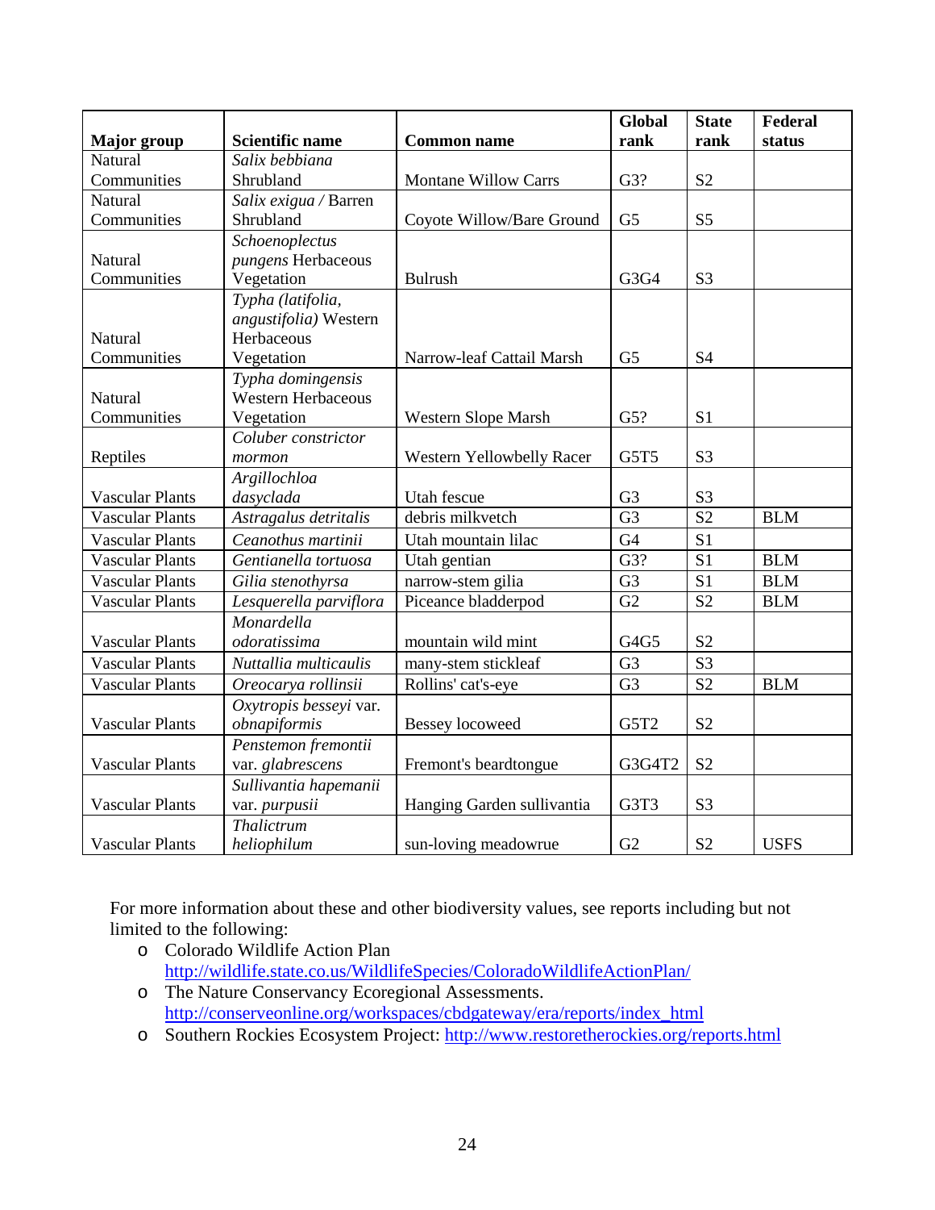| Major group | Scientific name | Common name | Global rank | State rank | Federal status |
|---|---|---|---|---|---|
| Natural Communities | *Salix bebbiana* Shrubland | Montane Willow Carrs | G3? | S2 | |
| Natural Communities | *Salix exigua* / Barren Shrubland | Coyote Willow/Bare Ground | G5 | S5 | |
| Natural Communities | *Schoenoplectus pungens* Herbaceous Vegetation | Bulrush | G3G4 | S3 | |
| Natural Communities | *Typha (latifolia, angustifolia)* Western Herbaceous Vegetation | Narrow-leaf Cattail Marsh | G5 | S4 | |
| Natural Communities | *Typha domingensis* Western Herbaceous Vegetation | Western Slope Marsh | G5? | S1 | |
| Reptiles | *Coluber constrictor mormon* | Western Yellowbelly Racer | G5T5 | S3 | |
| Vascular Plants | *Argillochloa dasyclada* | Utah fescue | G3 | S3 | |
| Vascular Plants | *Astragalus detritalis* | debris milkvetch | G3 | S2 | BLM |
| Vascular Plants | *Ceanothus martinii* | Utah mountain lilac | G4 | S1 | |
| Vascular Plants | *Gentianella tortuosa* | Utah gentian | G3? | S1 | BLM |
| Vascular Plants | *Gilia stenothyrsa* | narrow-stem gilia | G3 | S1 | BLM |
| Vascular Plants | *Lesquerella parviflora* | Piceance bladderpod | G2 | S2 | BLM |
| Vascular Plants | *Monardella odoratissima* | mountain wild mint | G4G5 | S2 | |
| Vascular Plants | *Nuttallia multicaulis* | many-stem stickleaf | G3 | S3 | |
| Vascular Plants | *Oreocarya rollinsii* | Rollins' cat's-eye | G3 | S2 | BLM |
| Vascular Plants | *Oxytropis besseyi* var. *obnapiformis* | Bessey locoweed | G5T2 | S2 | |
| Vascular Plants | *Penstemon fremontii* var. *glabrescens* | Fremont's beardtongue | G3G4T2 | S2 | |
| Vascular Plants | *Sullivantia hapemanii* var. *purpusii* | Hanging Garden sullivantia | G3T3 | S3 | |
| Vascular Plants | *Thalictrum heliophilum* | sun-loving meadowrue | G2 | S2 | USFS |

For more information about these and other biodiversity values, see reports including but not limited to the following:

- Colorado Wildlife Action Plan http://wildlife.state.co.us/WildlifeSpecies/ColoradoWildlifeActionPlan/
- The Nature Conservancy Ecoregional Assessments. http://conserveonline.org/workspaces/cbdgateway/era/reports/index_html
- Southern Rockies Ecosystem Project: http://www.restoretherockies.org/reports.html